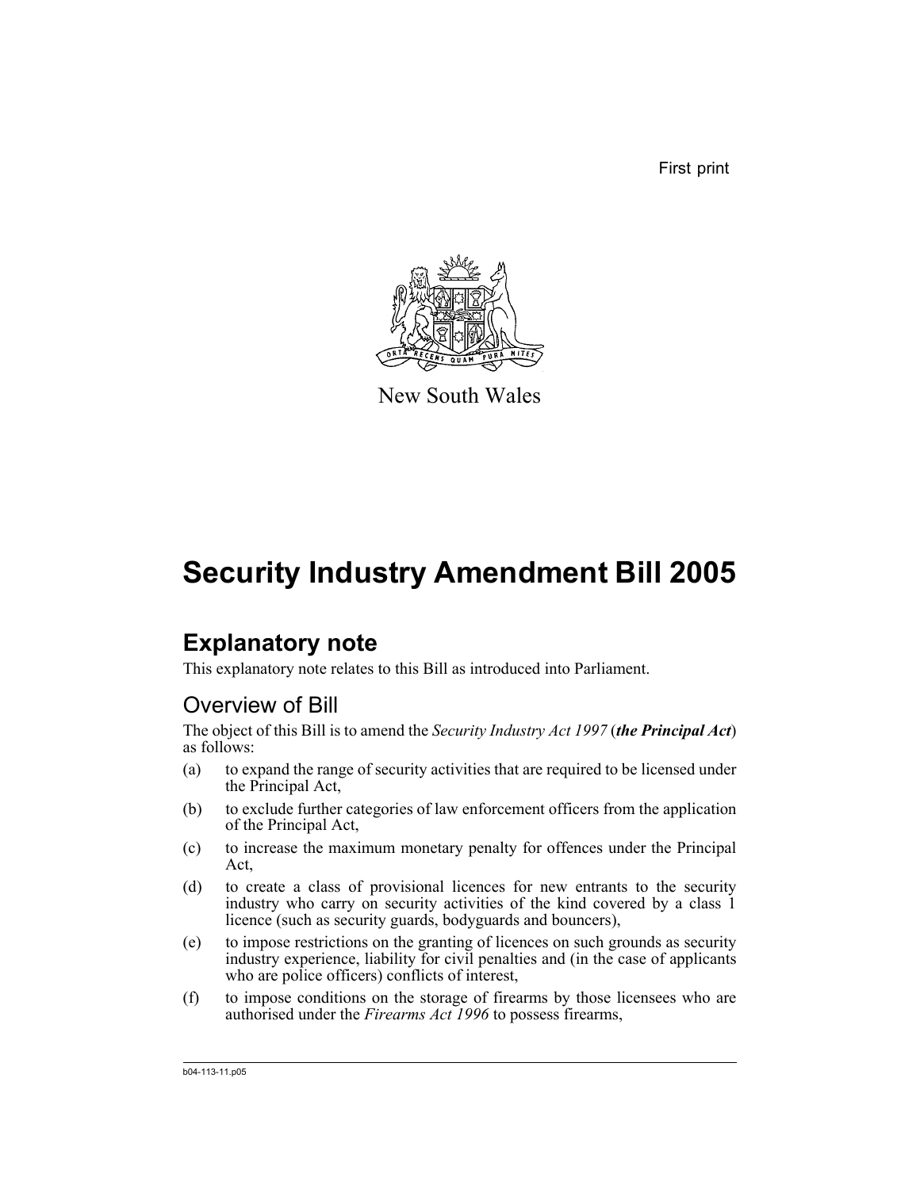First print

New South Wales

# Security Industry Amendment Bill 2005

## Explanatory note

This explanatory note relates to this Bill as introduced into Parliament.

### Overview of Bill

The object of this Bill is to amend the *Security Industry Act 1997* (***the Principal Act***) as follows:

(a) to expand the range of security activities that are required to be licensed under the Principal Act,

(b) to exclude further categories of law enforcement officers from the application of the Principal Act,

(c) to increase the maximum monetary penalty for offences under the Principal Act,

(d) to create a class of provisional licences for new entrants to the security industry who carry on security activities of the kind covered by a class 1 licence (such as security guards, bodyguards and bouncers),

(e) to impose restrictions on the granting of licences on such grounds as security industry experience, liability for civil penalties and (in the case of applicants who are police officers) conflicts of interest,

(f) to impose conditions on the storage of firearms by those licensees who are authorised under the *Firearms Act 1996* to possess firearms,

b04-113-11.p05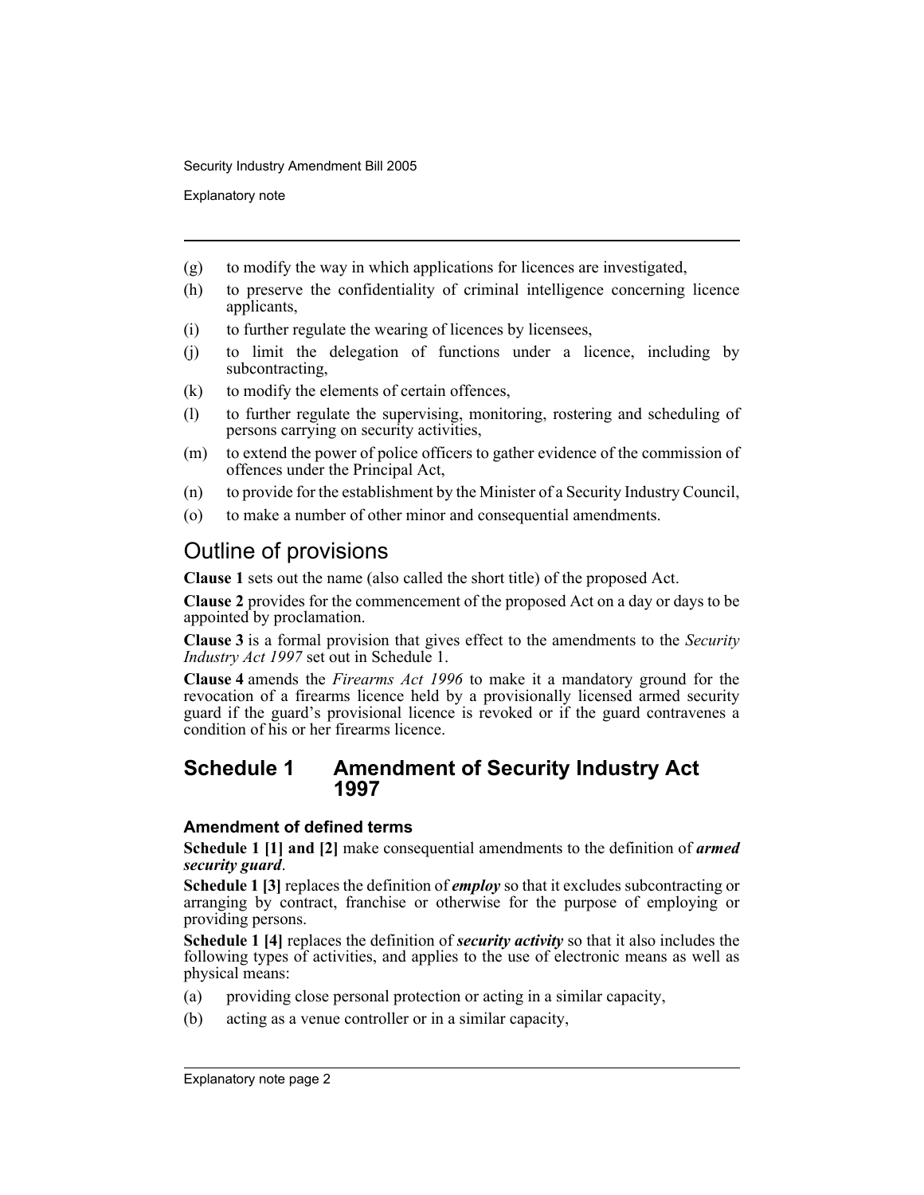(g) to modify the way in which applications for licences are investigated,

(h) to preserve the confidentiality of criminal intelligence concerning licence applicants,

(i) to further regulate the wearing of licences by licensees,

(j) to limit the delegation of functions under a licence, including by subcontracting,

(k) to modify the elements of certain offences,

(l) to further regulate the supervising, monitoring, rostering and scheduling of persons carrying on security activities,

(m) to extend the power of police officers to gather evidence of the commission of offences under the Principal Act,

(n) to provide for the establishment by the Minister of a Security Industry Council,

(o) to make a number of other minor and consequential amendments.

## Outline of provisions

**Clause 1** sets out the name (also called the short title) of the proposed Act.

**Clause 2** provides for the commencement of the proposed Act on a day or days to be appointed by proclamation.

**Clause 3** is a formal provision that gives effect to the amendments to the *Security Industry Act 1997* set out in Schedule 1.

**Clause 4** amends the *Firearms Act 1996* to make it a mandatory ground for the revocation of a firearms licence held by a provisionally licensed armed security guard if the guard's provisional licence is revoked or if the guard contravenes a condition of his or her firearms licence.

## Schedule 1 Amendment of Security Industry Act 1997

### Amendment of defined terms

**Schedule 1 [1] and [2]** make consequential amendments to the definition of ***armed security guard***.

**Schedule 1 [3]** replaces the definition of ***employ*** so that it excludes subcontracting or arranging by contract, franchise or otherwise for the purpose of employing or providing persons.

**Schedule 1 [4]** replaces the definition of ***security activity*** so that it also includes the following types of activities, and applies to the use of electronic means as well as physical means:

(a) providing close personal protection or acting in a similar capacity,

(b) acting as a venue controller or in a similar capacity,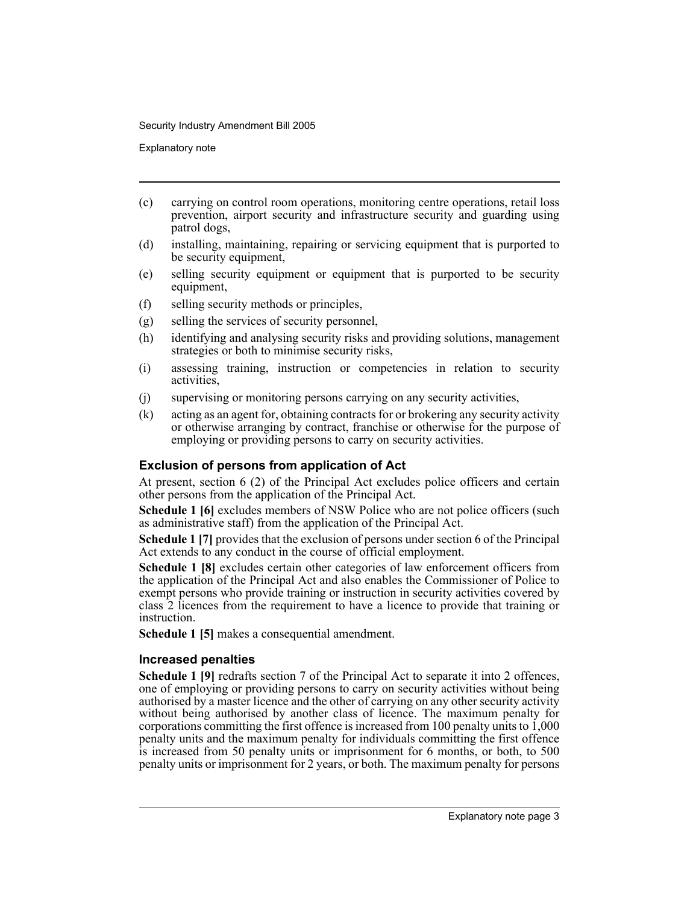(c) carrying on control room operations, monitoring centre operations, retail loss prevention, airport security and infrastructure security and guarding using patrol dogs,

(d) installing, maintaining, repairing or servicing equipment that is purported to be security equipment,

(e) selling security equipment or equipment that is purported to be security equipment,

(f) selling security methods or principles,

(g) selling the services of security personnel,

(h) identifying and analysing security risks and providing solutions, management strategies or both to minimise security risks,

(i) assessing training, instruction or competencies in relation to security activities,

(j) supervising or monitoring persons carrying on any security activities,

(k) acting as an agent for, obtaining contracts for or brokering any security activity or otherwise arranging by contract, franchise or otherwise for the purpose of employing or providing persons to carry on security activities.

### Exclusion of persons from application of Act

At present, section 6 (2) of the Principal Act excludes police officers and certain other persons from the application of the Principal Act.

**Schedule 1 [6]** excludes members of NSW Police who are not police officers (such as administrative staff) from the application of the Principal Act.

**Schedule 1 [7]** provides that the exclusion of persons under section 6 of the Principal Act extends to any conduct in the course of official employment.

**Schedule 1 [8]** excludes certain other categories of law enforcement officers from the application of the Principal Act and also enables the Commissioner of Police to exempt persons who provide training or instruction in security activities covered by class 2 licences from the requirement to have a licence to provide that training or instruction.

**Schedule 1 [5]** makes a consequential amendment.

### Increased penalties

**Schedule 1 [9]** redrafts section 7 of the Principal Act to separate it into 2 offences, one of employing or providing persons to carry on security activities without being authorised by a master licence and the other of carrying on any other security activity without being authorised by another class of licence. The maximum penalty for corporations committing the first offence is increased from 100 penalty units to 1,000 penalty units and the maximum penalty for individuals committing the first offence is increased from 50 penalty units or imprisonment for 6 months, or both, to 500 penalty units or imprisonment for 2 years, or both. The maximum penalty for persons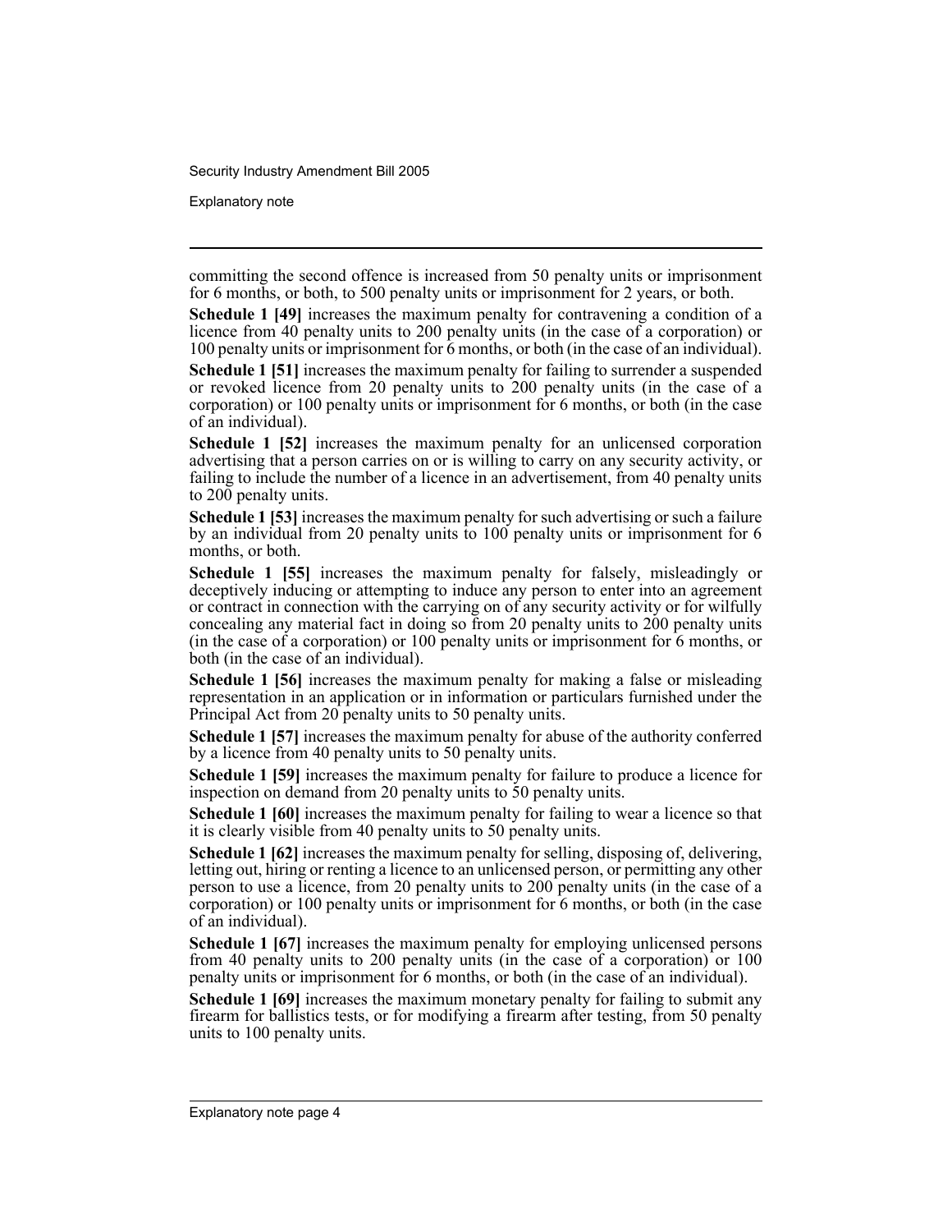committing the second offence is increased from 50 penalty units or imprisonment for 6 months, or both, to 500 penalty units or imprisonment for 2 years, or both.

**Schedule 1 [49]** increases the maximum penalty for contravening a condition of a licence from 40 penalty units to 200 penalty units (in the case of a corporation) or 100 penalty units or imprisonment for 6 months, or both (in the case of an individual).

**Schedule 1 [51]** increases the maximum penalty for failing to surrender a suspended or revoked licence from 20 penalty units to 200 penalty units (in the case of a corporation) or 100 penalty units or imprisonment for 6 months, or both (in the case of an individual).

**Schedule 1 [52]** increases the maximum penalty for an unlicensed corporation advertising that a person carries on or is willing to carry on any security activity, or failing to include the number of a licence in an advertisement, from 40 penalty units to 200 penalty units.

**Schedule 1 [53]** increases the maximum penalty for such advertising or such a failure by an individual from 20 penalty units to 100 penalty units or imprisonment for 6 months, or both.

**Schedule 1 [55]** increases the maximum penalty for falsely, misleadingly or deceptively inducing or attempting to induce any person to enter into an agreement or contract in connection with the carrying on of any security activity or for wilfully concealing any material fact in doing so from 20 penalty units to 200 penalty units (in the case of a corporation) or 100 penalty units or imprisonment for 6 months, or both (in the case of an individual).

**Schedule 1 [56]** increases the maximum penalty for making a false or misleading representation in an application or in information or particulars furnished under the Principal Act from 20 penalty units to 50 penalty units.

**Schedule 1 [57]** increases the maximum penalty for abuse of the authority conferred by a licence from 40 penalty units to 50 penalty units.

**Schedule 1 [59]** increases the maximum penalty for failure to produce a licence for inspection on demand from 20 penalty units to 50 penalty units.

**Schedule 1 [60]** increases the maximum penalty for failing to wear a licence so that it is clearly visible from 40 penalty units to 50 penalty units.

**Schedule 1 [62]** increases the maximum penalty for selling, disposing of, delivering, letting out, hiring or renting a licence to an unlicensed person, or permitting any other person to use a licence, from 20 penalty units to 200 penalty units (in the case of a corporation) or 100 penalty units or imprisonment for 6 months, or both (in the case of an individual).

**Schedule 1 [67]** increases the maximum penalty for employing unlicensed persons from 40 penalty units to 200 penalty units (in the case of a corporation) or 100 penalty units or imprisonment for 6 months, or both (in the case of an individual).

**Schedule 1 [69]** increases the maximum monetary penalty for failing to submit any firearm for ballistics tests, or for modifying a firearm after testing, from 50 penalty units to 100 penalty units.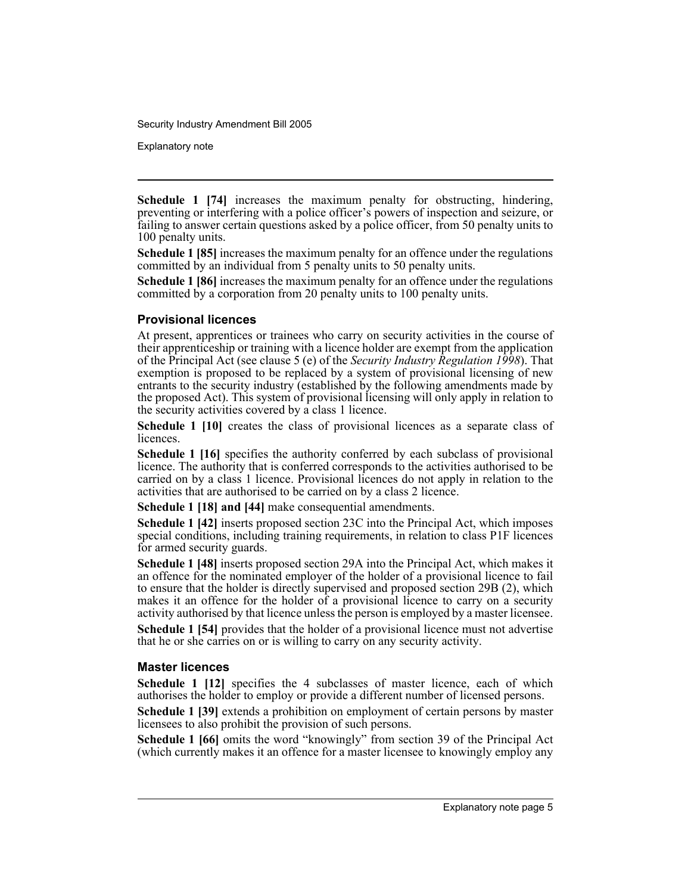**Schedule 1 [74]** increases the maximum penalty for obstructing, hindering, preventing or interfering with a police officer's powers of inspection and seizure, or failing to answer certain questions asked by a police officer, from 50 penalty units to 100 penalty units.

**Schedule 1 [85]** increases the maximum penalty for an offence under the regulations committed by an individual from 5 penalty units to 50 penalty units.

**Schedule 1 [86]** increases the maximum penalty for an offence under the regulations committed by a corporation from 20 penalty units to 100 penalty units.

### Provisional licences

At present, apprentices or trainees who carry on security activities in the course of their apprenticeship or training with a licence holder are exempt from the application of the Principal Act (see clause 5 (e) of the *Security Industry Regulation 1998*). That exemption is proposed to be replaced by a system of provisional licensing of new entrants to the security industry (established by the following amendments made by the proposed Act). This system of provisional licensing will only apply in relation to the security activities covered by a class 1 licence.

**Schedule 1 [10]** creates the class of provisional licences as a separate class of licences.

**Schedule 1 [16]** specifies the authority conferred by each subclass of provisional licence. The authority that is conferred corresponds to the activities authorised to be carried on by a class 1 licence. Provisional licences do not apply in relation to the activities that are authorised to be carried on by a class 2 licence.

**Schedule 1 [18] and [44]** make consequential amendments.

**Schedule 1 [42]** inserts proposed section 23C into the Principal Act, which imposes special conditions, including training requirements, in relation to class P1F licences for armed security guards.

**Schedule 1 [48]** inserts proposed section 29A into the Principal Act, which makes it an offence for the nominated employer of the holder of a provisional licence to fail to ensure that the holder is directly supervised and proposed section 29B (2), which makes it an offence for the holder of a provisional licence to carry on a security activity authorised by that licence unless the person is employed by a master licensee.

**Schedule 1 [54]** provides that the holder of a provisional licence must not advertise that he or she carries on or is willing to carry on any security activity.

### Master licences

**Schedule 1 [12]** specifies the 4 subclasses of master licence, each of which authorises the holder to employ or provide a different number of licensed persons.

**Schedule 1 [39]** extends a prohibition on employment of certain persons by master licensees to also prohibit the provision of such persons.

**Schedule 1 [66]** omits the word "knowingly" from section 39 of the Principal Act (which currently makes it an offence for a master licensee to knowingly employ any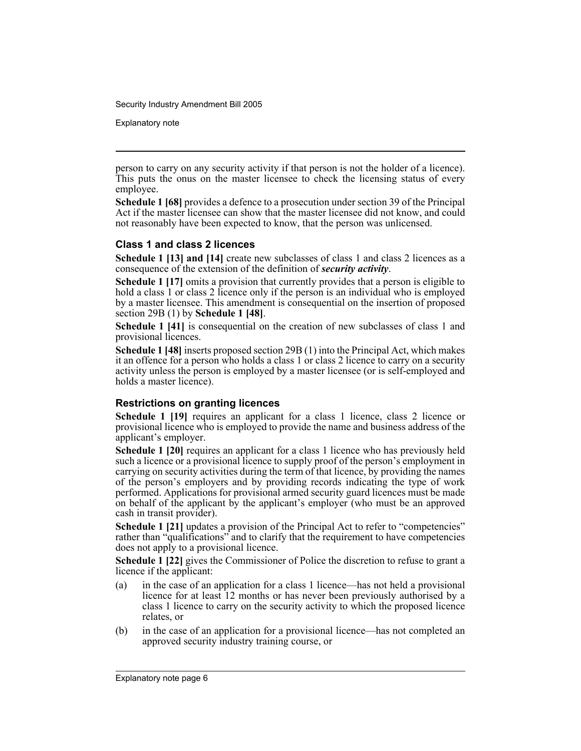person to carry on any security activity if that person is not the holder of a licence). This puts the onus on the master licensee to check the licensing status of every employee.

**Schedule 1 [68]** provides a defence to a prosecution under section 39 of the Principal Act if the master licensee can show that the master licensee did not know, and could not reasonably have been expected to know, that the person was unlicensed.

### Class 1 and class 2 licences

**Schedule 1 [13] and [14]** create new subclasses of class 1 and class 2 licences as a consequence of the extension of the definition of ***security activity***.

**Schedule 1 [17]** omits a provision that currently provides that a person is eligible to hold a class 1 or class 2 licence only if the person is an individual who is employed by a master licensee. This amendment is consequential on the insertion of proposed section 29B (1) by **Schedule 1 [48]**.

**Schedule 1 [41]** is consequential on the creation of new subclasses of class 1 and provisional licences.

**Schedule 1 [48]** inserts proposed section 29B (1) into the Principal Act, which makes it an offence for a person who holds a class 1 or class 2 licence to carry on a security activity unless the person is employed by a master licensee (or is self-employed and holds a master licence).

### Restrictions on granting licences

**Schedule 1 [19]** requires an applicant for a class 1 licence, class 2 licence or provisional licence who is employed to provide the name and business address of the applicant's employer.

**Schedule 1 [20]** requires an applicant for a class 1 licence who has previously held such a licence or a provisional licence to supply proof of the person's employment in carrying on security activities during the term of that licence, by providing the names of the person's employers and by providing records indicating the type of work performed. Applications for provisional armed security guard licences must be made on behalf of the applicant by the applicant's employer (who must be an approved cash in transit provider).

**Schedule 1 [21]** updates a provision of the Principal Act to refer to "competencies" rather than "qualifications" and to clarify that the requirement to have competencies does not apply to a provisional licence.

**Schedule 1 [22]** gives the Commissioner of Police the discretion to refuse to grant a licence if the applicant:

(a) in the case of an application for a class 1 licence—has not held a provisional licence for at least 12 months or has never been previously authorised by a class 1 licence to carry on the security activity to which the proposed licence relates, or

(b) in the case of an application for a provisional licence—has not completed an approved security industry training course, or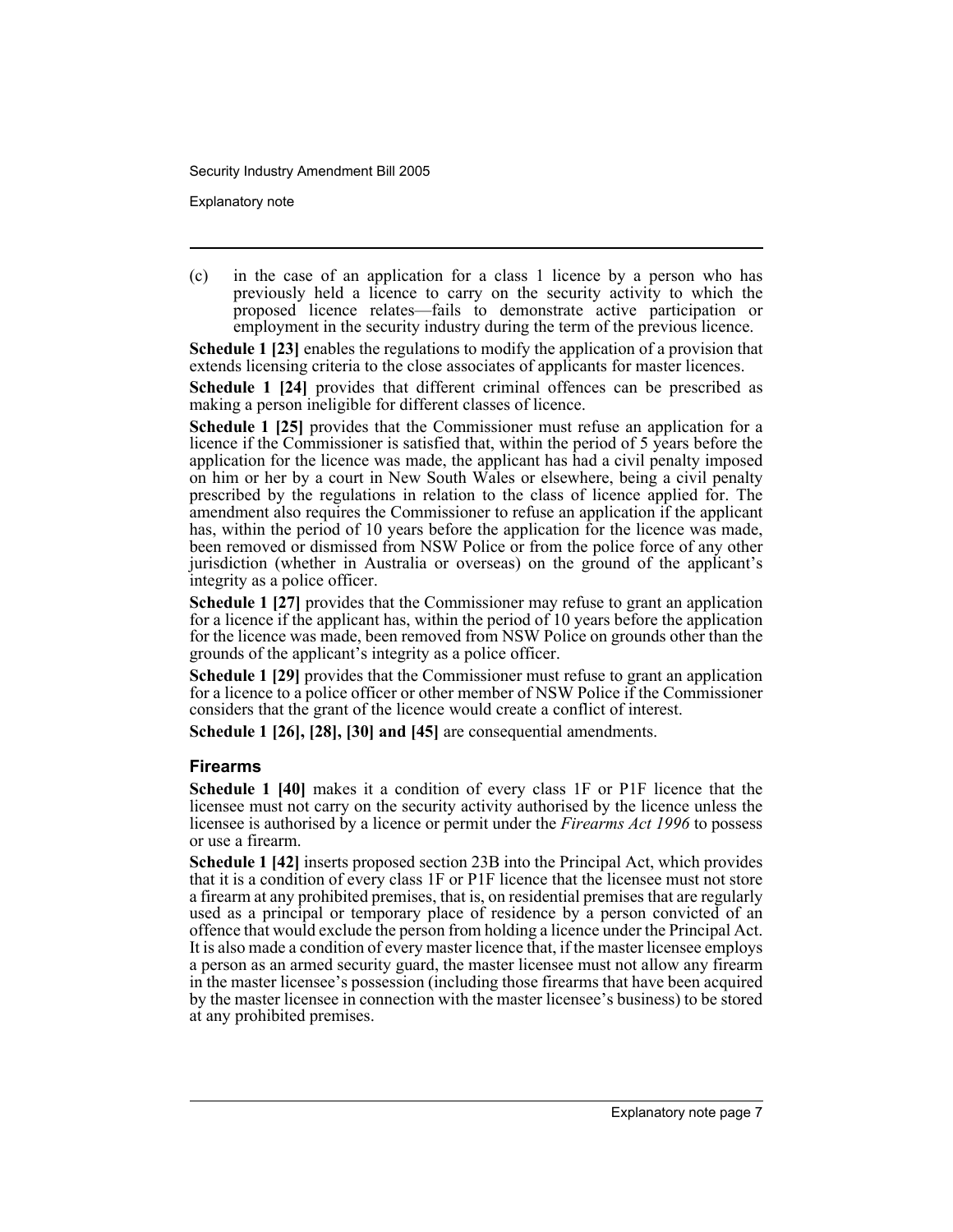(c) in the case of an application for a class 1 licence by a person who has previously held a licence to carry on the security activity to which the proposed licence relates—fails to demonstrate active participation or employment in the security industry during the term of the previous licence.

**Schedule 1 [23]** enables the regulations to modify the application of a provision that extends licensing criteria to the close associates of applicants for master licences.

**Schedule 1 [24]** provides that different criminal offences can be prescribed as making a person ineligible for different classes of licence.

**Schedule 1 [25]** provides that the Commissioner must refuse an application for a licence if the Commissioner is satisfied that, within the period of 5 years before the application for the licence was made, the applicant has had a civil penalty imposed on him or her by a court in New South Wales or elsewhere, being a civil penalty prescribed by the regulations in relation to the class of licence applied for. The amendment also requires the Commissioner to refuse an application if the applicant has, within the period of 10 years before the application for the licence was made, been removed or dismissed from NSW Police or from the police force of any other jurisdiction (whether in Australia or overseas) on the ground of the applicant's integrity as a police officer.

**Schedule 1 [27]** provides that the Commissioner may refuse to grant an application for a licence if the applicant has, within the period of 10 years before the application for the licence was made, been removed from NSW Police on grounds other than the grounds of the applicant's integrity as a police officer.

**Schedule 1 [29]** provides that the Commissioner must refuse to grant an application for a licence to a police officer or other member of NSW Police if the Commissioner considers that the grant of the licence would create a conflict of interest.

**Schedule 1 [26], [28], [30] and [45]** are consequential amendments.

### Firearms

**Schedule 1 [40]** makes it a condition of every class 1F or P1F licence that the licensee must not carry on the security activity authorised by the licence unless the licensee is authorised by a licence or permit under the *Firearms Act 1996* to possess or use a firearm.

**Schedule 1 [42]** inserts proposed section 23B into the Principal Act, which provides that it is a condition of every class 1F or P1F licence that the licensee must not store a firearm at any prohibited premises, that is, on residential premises that are regularly used as a principal or temporary place of residence by a person convicted of an offence that would exclude the person from holding a licence under the Principal Act. It is also made a condition of every master licence that, if the master licensee employs a person as an armed security guard, the master licensee must not allow any firearm in the master licensee's possession (including those firearms that have been acquired by the master licensee in connection with the master licensee's business) to be stored at any prohibited premises.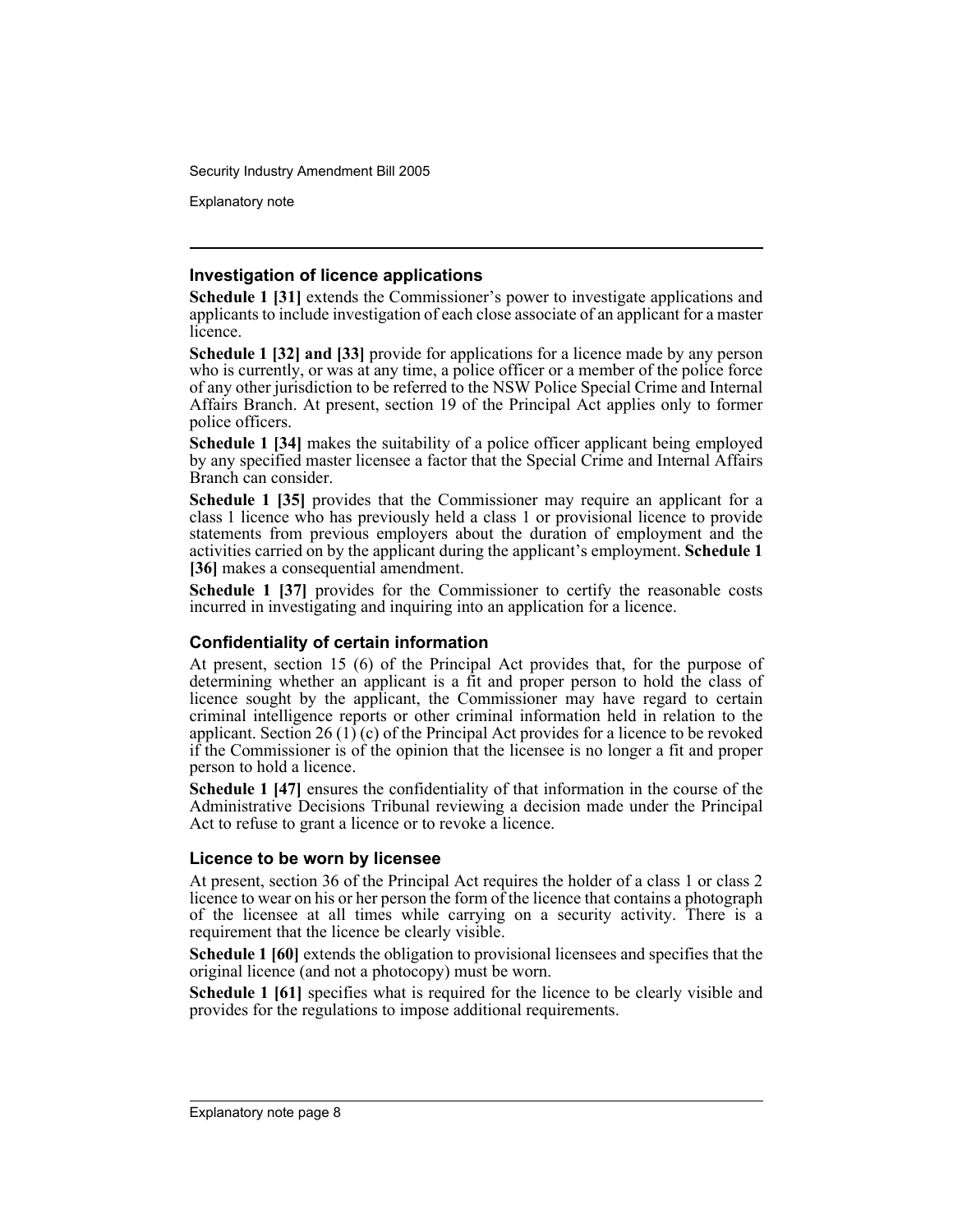### Investigation of licence applications

**Schedule 1 [31]** extends the Commissioner's power to investigate applications and applicants to include investigation of each close associate of an applicant for a master licence.

**Schedule 1 [32] and [33]** provide for applications for a licence made by any person who is currently, or was at any time, a police officer or a member of the police force of any other jurisdiction to be referred to the NSW Police Special Crime and Internal Affairs Branch. At present, section 19 of the Principal Act applies only to former police officers.

**Schedule 1 [34]** makes the suitability of a police officer applicant being employed by any specified master licensee a factor that the Special Crime and Internal Affairs Branch can consider.

**Schedule 1 [35]** provides that the Commissioner may require an applicant for a class 1 licence who has previously held a class 1 or provisional licence to provide statements from previous employers about the duration of employment and the activities carried on by the applicant during the applicant's employment. **Schedule 1 [36]** makes a consequential amendment.

**Schedule 1 [37]** provides for the Commissioner to certify the reasonable costs incurred in investigating and inquiring into an application for a licence.

### Confidentiality of certain information

At present, section 15 (6) of the Principal Act provides that, for the purpose of determining whether an applicant is a fit and proper person to hold the class of licence sought by the applicant, the Commissioner may have regard to certain criminal intelligence reports or other criminal information held in relation to the applicant. Section 26 (1) (c) of the Principal Act provides for a licence to be revoked if the Commissioner is of the opinion that the licensee is no longer a fit and proper person to hold a licence.

**Schedule 1 [47]** ensures the confidentiality of that information in the course of the Administrative Decisions Tribunal reviewing a decision made under the Principal Act to refuse to grant a licence or to revoke a licence.

### Licence to be worn by licensee

At present, section 36 of the Principal Act requires the holder of a class 1 or class 2 licence to wear on his or her person the form of the licence that contains a photograph of the licensee at all times while carrying on a security activity. There is a requirement that the licence be clearly visible.

**Schedule 1 [60]** extends the obligation to provisional licensees and specifies that the original licence (and not a photocopy) must be worn.

**Schedule 1 [61]** specifies what is required for the licence to be clearly visible and provides for the regulations to impose additional requirements.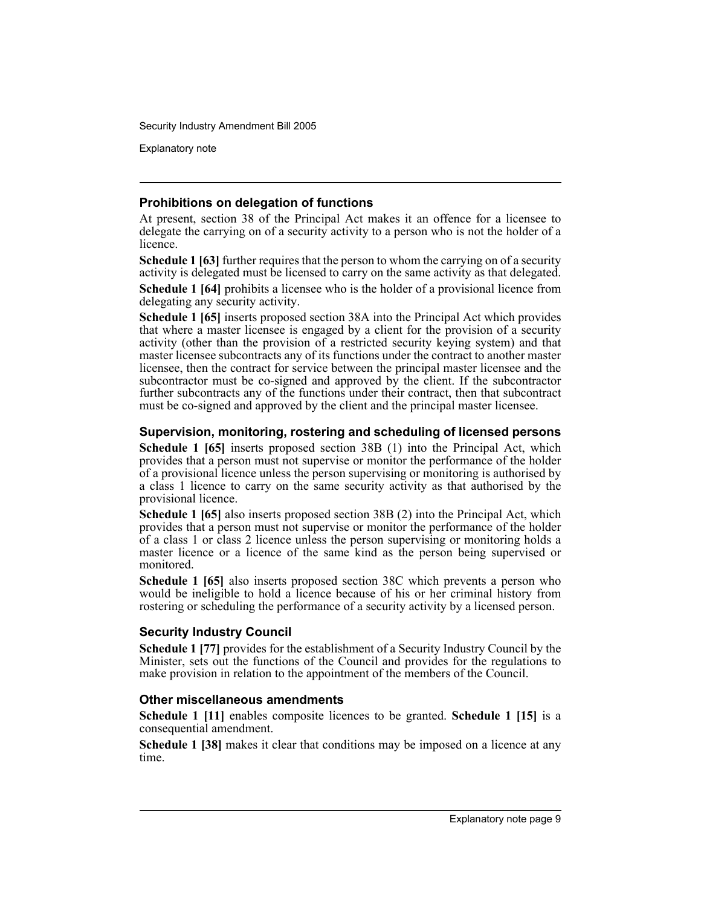### Prohibitions on delegation of functions

At present, section 38 of the Principal Act makes it an offence for a licensee to delegate the carrying on of a security activity to a person who is not the holder of a licence.

**Schedule 1 [63]** further requires that the person to whom the carrying on of a security activity is delegated must be licensed to carry on the same activity as that delegated.

**Schedule 1 [64]** prohibits a licensee who is the holder of a provisional licence from delegating any security activity.

**Schedule 1 [65]** inserts proposed section 38A into the Principal Act which provides that where a master licensee is engaged by a client for the provision of a security activity (other than the provision of a restricted security keying system) and that master licensee subcontracts any of its functions under the contract to another master licensee, then the contract for service between the principal master licensee and the subcontractor must be co-signed and approved by the client. If the subcontractor further subcontracts any of the functions under their contract, then that subcontract must be co-signed and approved by the client and the principal master licensee.

### Supervision, monitoring, rostering and scheduling of licensed persons

**Schedule 1 [65]** inserts proposed section 38B (1) into the Principal Act, which provides that a person must not supervise or monitor the performance of the holder of a provisional licence unless the person supervising or monitoring is authorised by a class 1 licence to carry on the same security activity as that authorised by the provisional licence.

**Schedule 1 [65]** also inserts proposed section 38B (2) into the Principal Act, which provides that a person must not supervise or monitor the performance of the holder of a class 1 or class 2 licence unless the person supervising or monitoring holds a master licence or a licence of the same kind as the person being supervised or monitored.

**Schedule 1 [65]** also inserts proposed section 38C which prevents a person who would be ineligible to hold a licence because of his or her criminal history from rostering or scheduling the performance of a security activity by a licensed person.

### Security Industry Council

**Schedule 1 [77]** provides for the establishment of a Security Industry Council by the Minister, sets out the functions of the Council and provides for the regulations to make provision in relation to the appointment of the members of the Council.

### Other miscellaneous amendments

**Schedule 1 [11]** enables composite licences to be granted. **Schedule 1 [15]** is a consequential amendment.

**Schedule 1 [38]** makes it clear that conditions may be imposed on a licence at any time.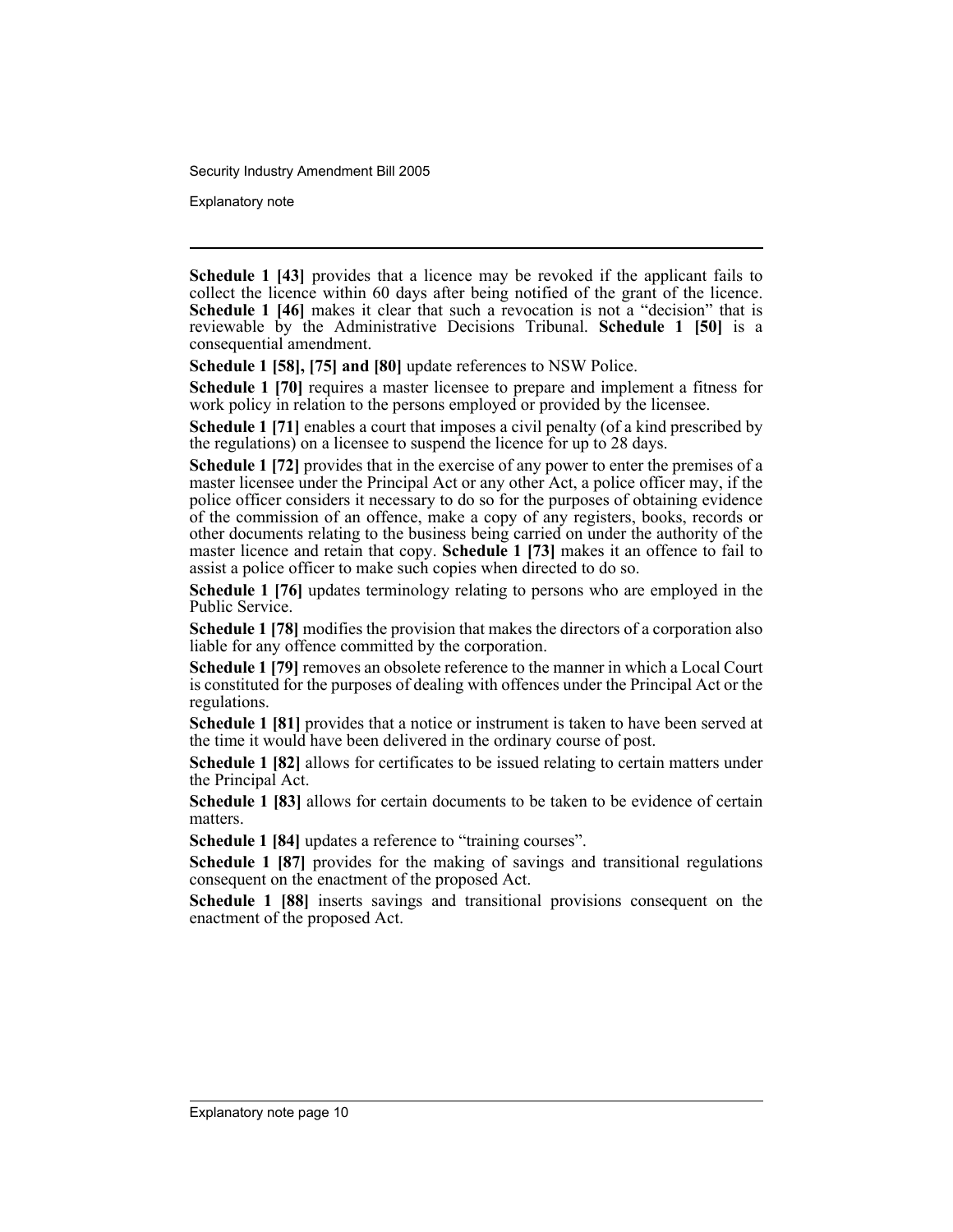**Schedule 1 [43]** provides that a licence may be revoked if the applicant fails to collect the licence within 60 days after being notified of the grant of the licence. **Schedule 1 [46]** makes it clear that such a revocation is not a "decision" that is reviewable by the Administrative Decisions Tribunal. **Schedule 1 [50]** is a consequential amendment.

**Schedule 1 [58], [75] and [80]** update references to NSW Police.

**Schedule 1 [70]** requires a master licensee to prepare and implement a fitness for work policy in relation to the persons employed or provided by the licensee.

**Schedule 1 [71]** enables a court that imposes a civil penalty (of a kind prescribed by the regulations) on a licensee to suspend the licence for up to 28 days.

**Schedule 1 [72]** provides that in the exercise of any power to enter the premises of a master licensee under the Principal Act or any other Act, a police officer may, if the police officer considers it necessary to do so for the purposes of obtaining evidence of the commission of an offence, make a copy of any registers, books, records or other documents relating to the business being carried on under the authority of the master licence and retain that copy. **Schedule 1 [73]** makes it an offence to fail to assist a police officer to make such copies when directed to do so.

**Schedule 1 [76]** updates terminology relating to persons who are employed in the Public Service.

**Schedule 1 [78]** modifies the provision that makes the directors of a corporation also liable for any offence committed by the corporation.

**Schedule 1 [79]** removes an obsolete reference to the manner in which a Local Court is constituted for the purposes of dealing with offences under the Principal Act or the regulations.

**Schedule 1 [81]** provides that a notice or instrument is taken to have been served at the time it would have been delivered in the ordinary course of post.

**Schedule 1 [82]** allows for certificates to be issued relating to certain matters under the Principal Act.

**Schedule 1 [83]** allows for certain documents to be taken to be evidence of certain matters.

**Schedule 1 [84]** updates a reference to "training courses".

**Schedule 1 [87]** provides for the making of savings and transitional regulations consequent on the enactment of the proposed Act.

**Schedule 1 [88]** inserts savings and transitional provisions consequent on the enactment of the proposed Act.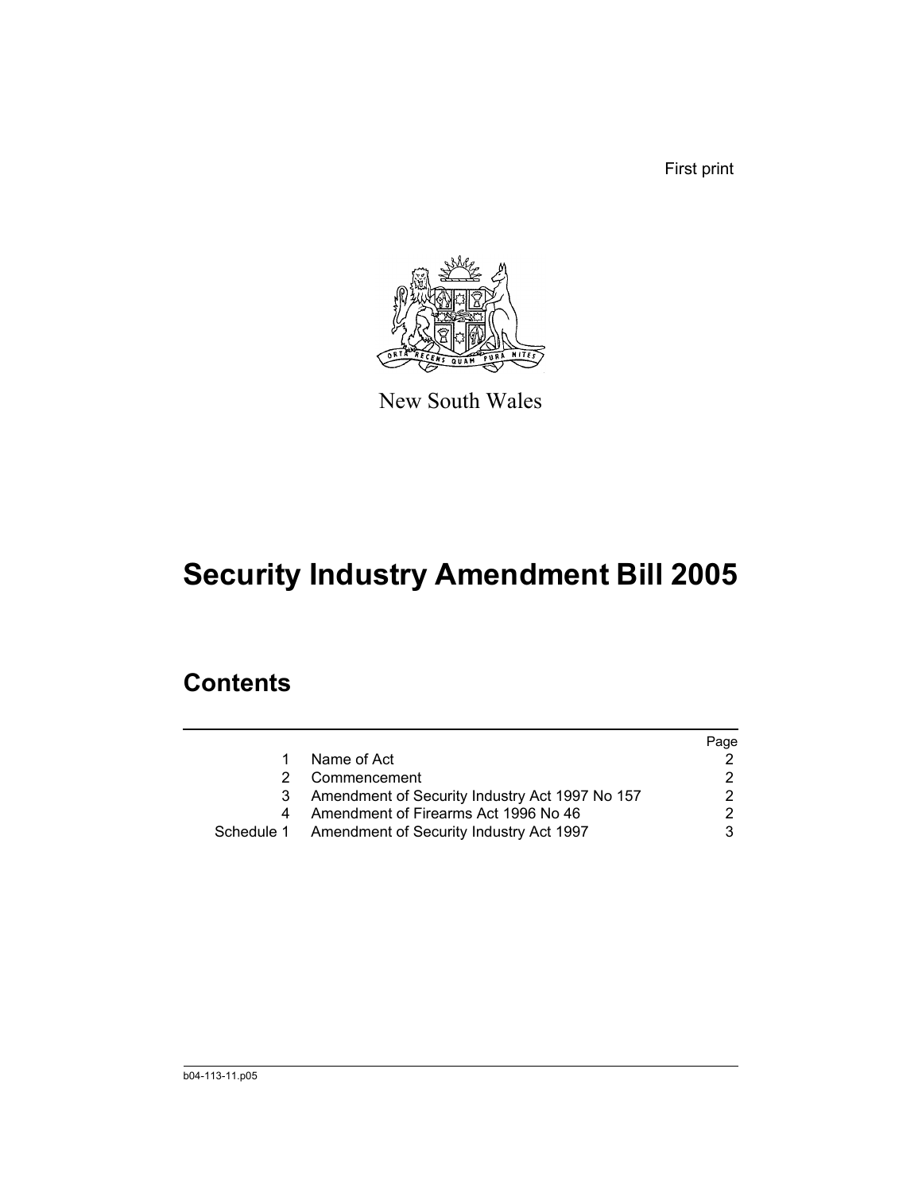First print

New South Wales

# Security Industry Amendment Bill 2005

## Contents

| | | Page |
|---|---|---|
| 1 | Name of Act | 2 |
| 2 | Commencement | 2 |
| 3 | Amendment of Security Industry Act 1997 No 157 | 2 |
| 4 | Amendment of Firearms Act 1996 No 46 | 2 |
| Schedule 1 | Amendment of Security Industry Act 1997 | 3 |

b04-113-11.p05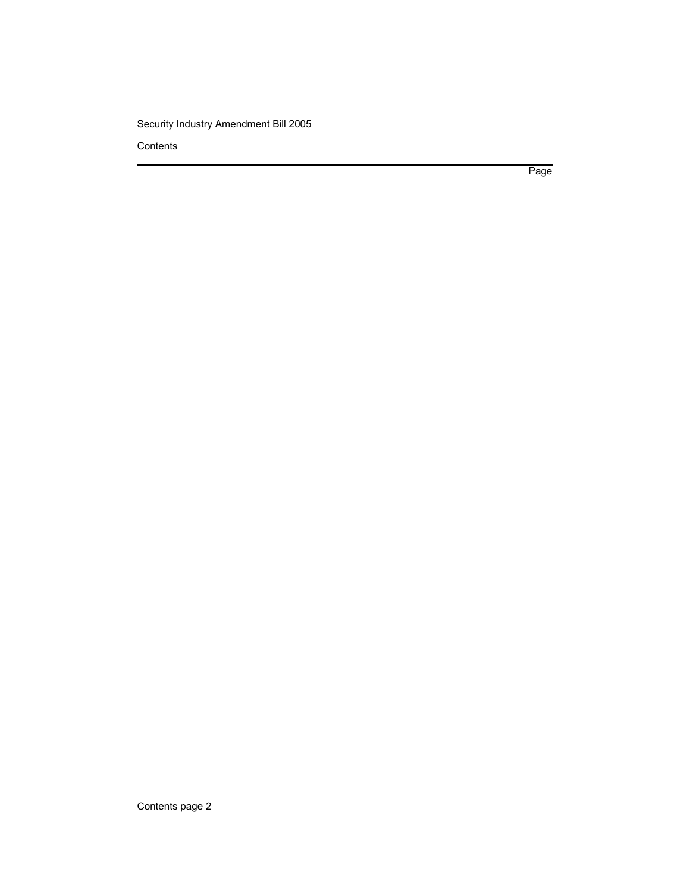Page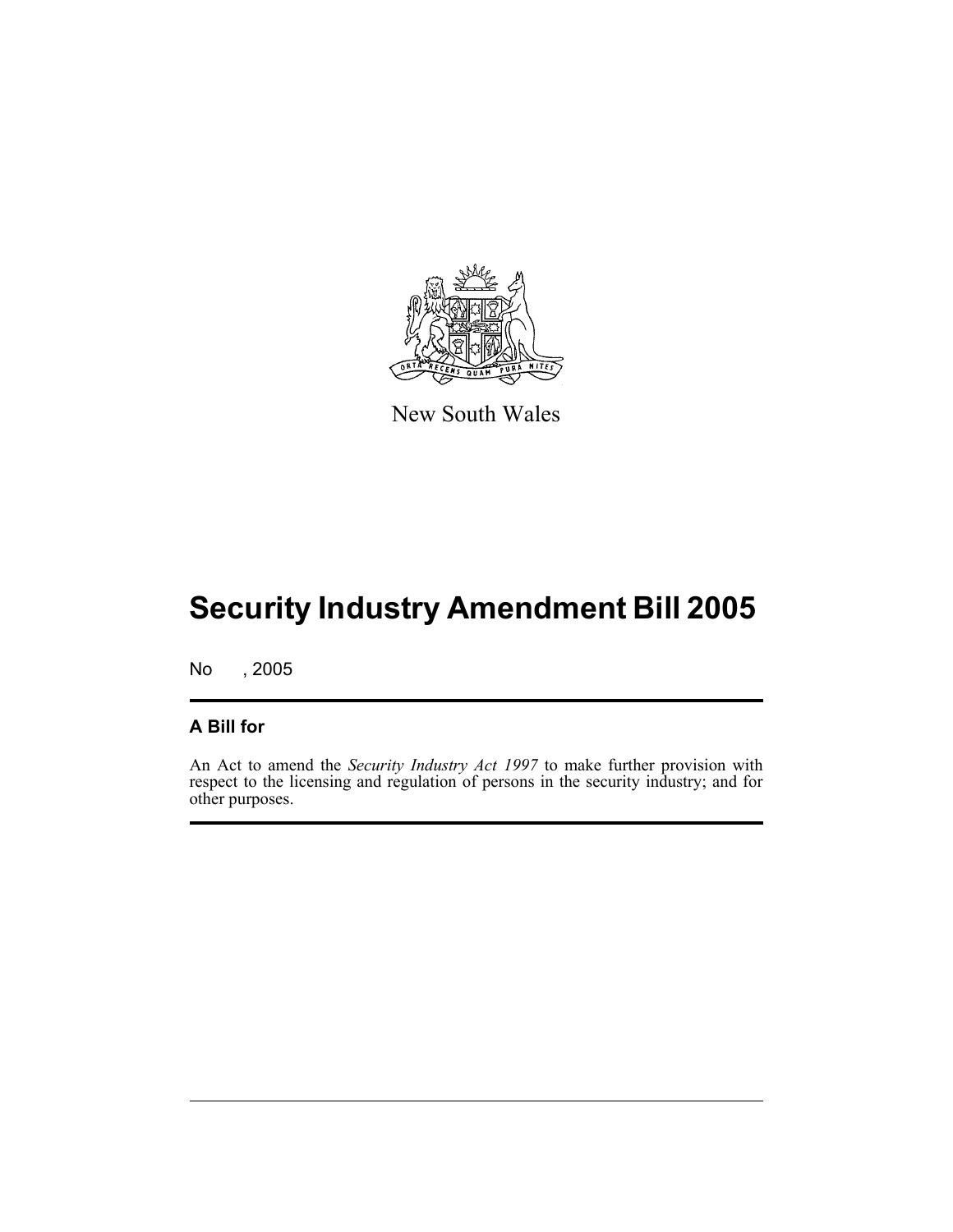New South Wales

# Security Industry Amendment Bill 2005

No , 2005

## A Bill for

An Act to amend the *Security Industry Act 1997* to make further provision with respect to the licensing and regulation of persons in the security industry; and for other purposes.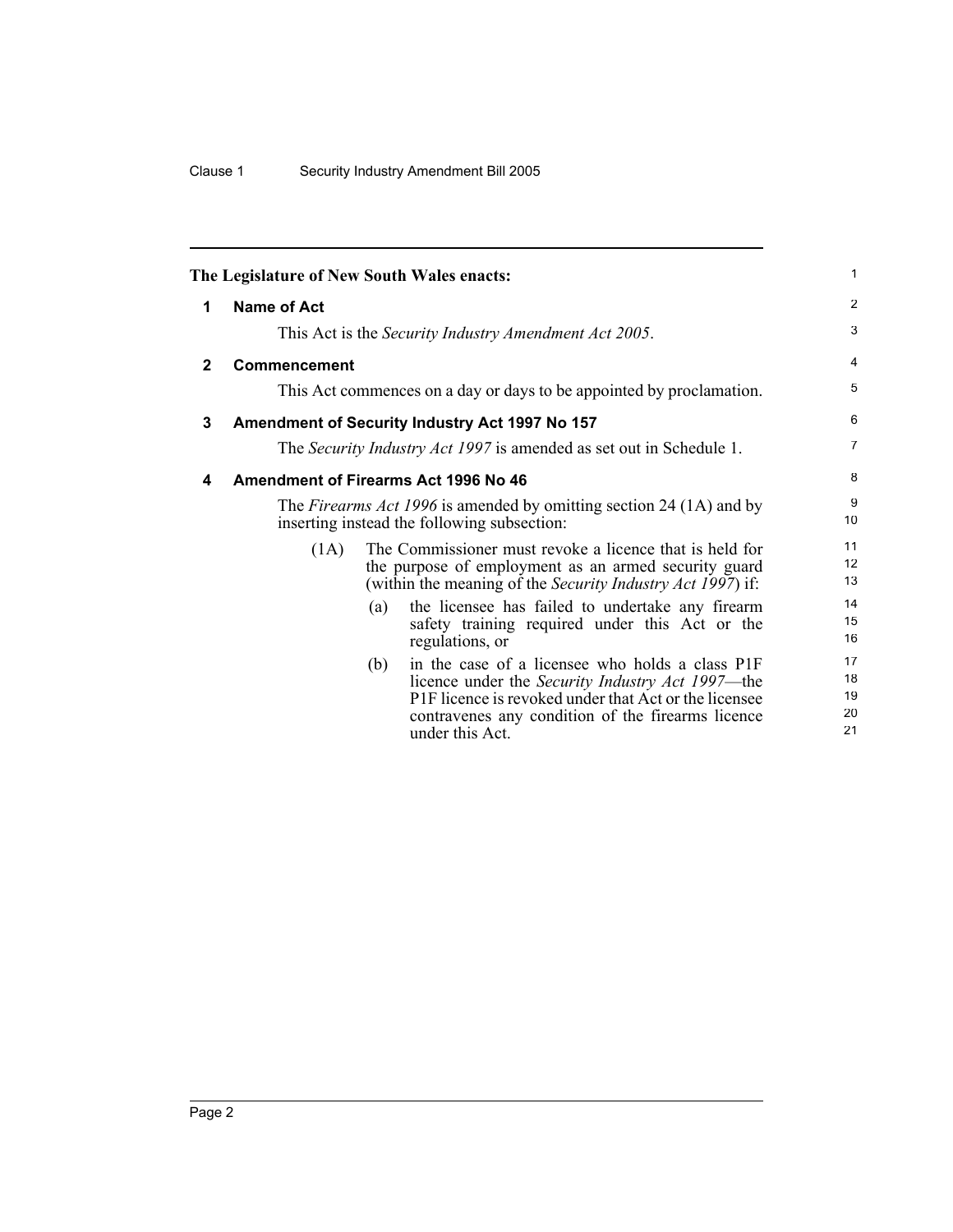The Legislature of New South Wales enacts:

## 1 Name of Act

This Act is the *Security Industry Amendment Act 2005*.

## 2 Commencement

This Act commences on a day or days to be appointed by proclamation.

## 3 Amendment of Security Industry Act 1997 No 157

The *Security Industry Act 1997* is amended as set out in Schedule 1.

## 4 Amendment of Firearms Act 1996 No 46

The *Firearms Act 1996* is amended by omitting section 24 (1A) and by inserting instead the following subsection:

(1A) The Commissioner must revoke a licence that is held for the purpose of employment as an armed security guard (within the meaning of the *Security Industry Act 1997*) if:

(a) the licensee has failed to undertake any firearm safety training required under this Act or the regulations, or

(b) in the case of a licensee who holds a class P1F licence under the *Security Industry Act 1997*—the P1F licence is revoked under that Act or the licensee contravenes any condition of the firearms licence under this Act.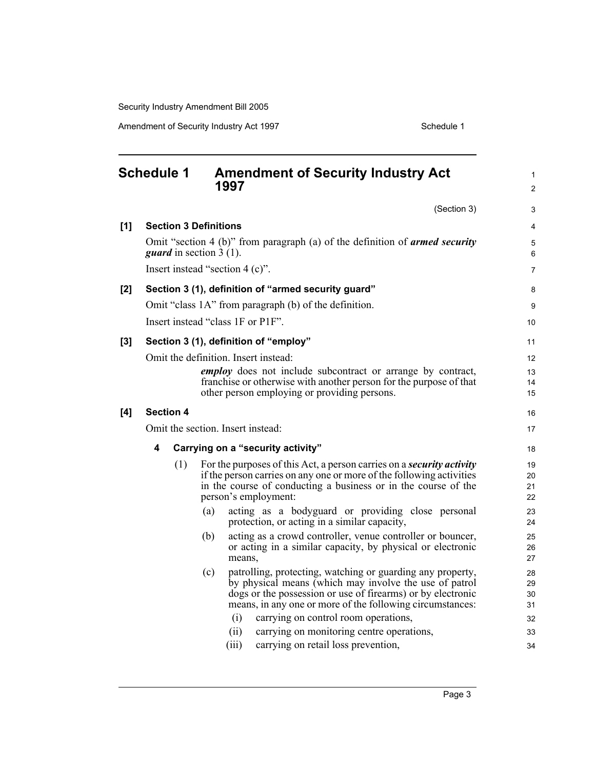# Schedule 1 Amendment of Security Industry Act 1997

(Section 3)

## [1] Section 3 Definitions

Omit "section 4 (b)" from paragraph (a) of the definition of ***armed security guard*** in section 3 (1).

Insert instead "section 4 (c)".

## [2] Section 3 (1), definition of "armed security guard"

Omit "class 1A" from paragraph (b) of the definition.

Insert instead "class 1F or P1F".

## [3] Section 3 (1), definition of "employ"

Omit the definition. Insert instead:

> ***employ*** does not include subcontract or arrange by contract, franchise or otherwise with another person for the purpose of that other person employing or providing persons.

## [4] Section 4

Omit the section. Insert instead:

### 4 Carrying on a "security activity"

(1) For the purposes of this Act, a person carries on a ***security activity*** if the person carries on any one or more of the following activities in the course of conducting a business or in the course of the person's employment:

- (a) acting as a bodyguard or providing close personal protection, or acting in a similar capacity,
- (b) acting as a crowd controller, venue controller or bouncer, or acting in a similar capacity, by physical or electronic means,
- (c) patrolling, protecting, watching or guarding any property, by physical means (which may involve the use of patrol dogs or the possession or use of firearms) or by electronic means, in any one or more of the following circumstances:
  - (i) carrying on control room operations,
  - (ii) carrying on monitoring centre operations,
  - (iii) carrying on retail loss prevention,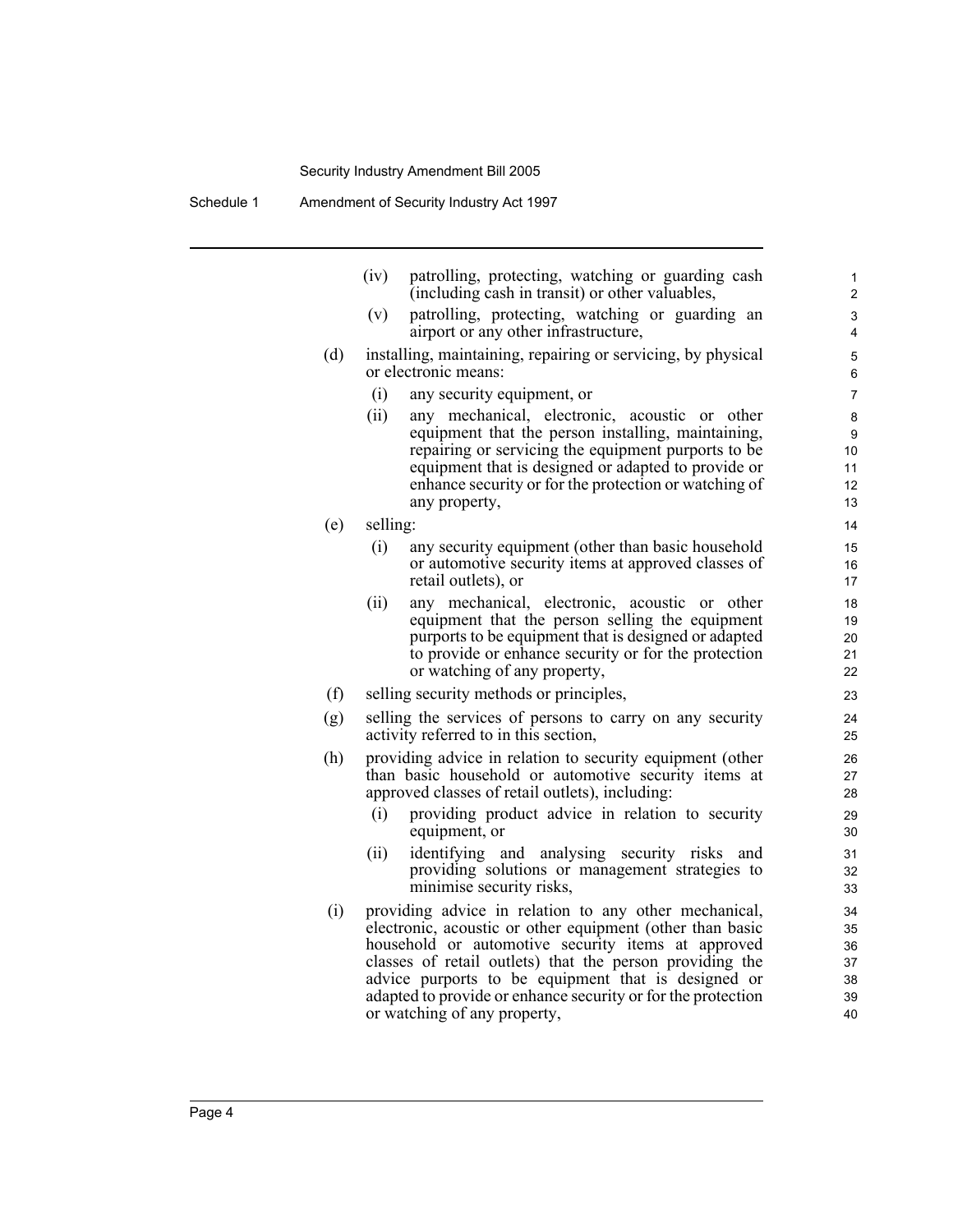(iv) patrolling, protecting, watching or guarding cash (including cash in transit) or other valuables,

(v) patrolling, protecting, watching or guarding an airport or any other infrastructure,

(d) installing, maintaining, repairing or servicing, by physical or electronic means:

(i) any security equipment, or

(ii) any mechanical, electronic, acoustic or other equipment that the person installing, maintaining, repairing or servicing the equipment purports to be equipment that is designed or adapted to provide or enhance security or for the protection or watching of any property,

(e) selling:

(i) any security equipment (other than basic household or automotive security items at approved classes of retail outlets), or

(ii) any mechanical, electronic, acoustic or other equipment that the person selling the equipment purports to be equipment that is designed or adapted to provide or enhance security or for the protection or watching of any property,

(f) selling security methods or principles,

(g) selling the services of persons to carry on any security activity referred to in this section,

(h) providing advice in relation to security equipment (other than basic household or automotive security items at approved classes of retail outlets), including:

(i) providing product advice in relation to security equipment, or

(ii) identifying and analysing security risks and providing solutions or management strategies to minimise security risks,

(i) providing advice in relation to any other mechanical, electronic, acoustic or other equipment (other than basic household or automotive security items at approved classes of retail outlets) that the person providing the advice purports to be equipment that is designed or adapted to provide or enhance security or for the protection or watching of any property,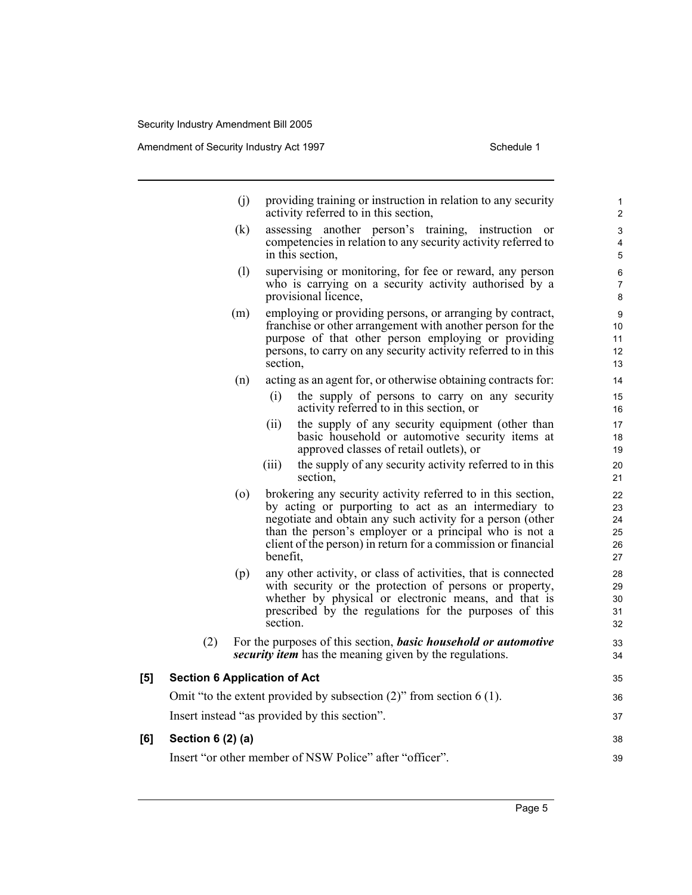(j) providing training or instruction in relation to any security activity referred to in this section,

(k) assessing another person's training, instruction or competencies in relation to any security activity referred to in this section,

(l) supervising or monitoring, for fee or reward, any person who is carrying on a security activity authorised by a provisional licence,

(m) employing or providing persons, or arranging by contract, franchise or other arrangement with another person for the purpose of that other person employing or providing persons, to carry on any security activity referred to in this section,

(n) acting as an agent for, or otherwise obtaining contracts for:

  (i) the supply of persons to carry on any security activity referred to in this section, or

  (ii) the supply of any security equipment (other than basic household or automotive security items at approved classes of retail outlets), or

  (iii) the supply of any security activity referred to in this section,

(o) brokering any security activity referred to in this section, by acting or purporting to act as an intermediary to negotiate and obtain any such activity for a person (other than the person's employer or a principal who is not a client of the person) in return for a commission or financial benefit,

(p) any other activity, or class of activities, that is connected with security or the protection of persons or property, whether by physical or electronic means, and that is prescribed by the regulations for the purposes of this section.

(2) For the purposes of this section, ***basic household or automotive security item*** has the meaning given by the regulations.

**[5] Section 6 Application of Act**

Omit "to the extent provided by subsection (2)" from section 6 (1).

Insert instead "as provided by this section".

**[6] Section 6 (2) (a)**

Insert "or other member of NSW Police" after "officer".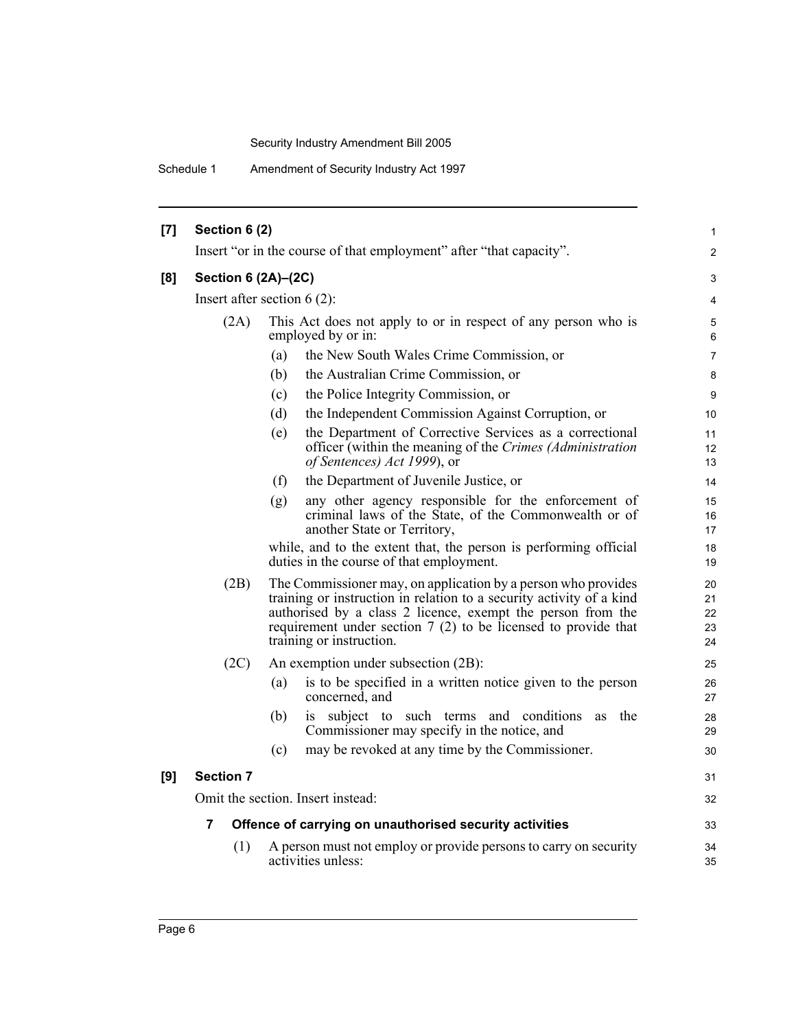**[7] Section 6 (2)**

Insert "or in the course of that employment" after "that capacity".

**[8] Section 6 (2A)–(2C)**

Insert after section 6 (2):

(2A) This Act does not apply to or in respect of any person who is employed by or in:

(a) the New South Wales Crime Commission, or

(b) the Australian Crime Commission, or

(c) the Police Integrity Commission, or

(d) the Independent Commission Against Corruption, or

(e) the Department of Corrective Services as a correctional officer (within the meaning of the *Crimes (Administration of Sentences) Act 1999*), or

(f) the Department of Juvenile Justice, or

(g) any other agency responsible for the enforcement of criminal laws of the State, of the Commonwealth or of another State or Territory,

while, and to the extent that, the person is performing official duties in the course of that employment.

(2B) The Commissioner may, on application by a person who provides training or instruction in relation to a security activity of a kind authorised by a class 2 licence, exempt the person from the requirement under section 7 (2) to be licensed to provide that training or instruction.

(2C) An exemption under subsection (2B):

(a) is to be specified in a written notice given to the person concerned, and

(b) is subject to such terms and conditions as the Commissioner may specify in the notice, and

(c) may be revoked at any time by the Commissioner.

**[9] Section 7**

Omit the section. Insert instead:

**7 Offence of carrying on unauthorised security activities**

(1) A person must not employ or provide persons to carry on security activities unless: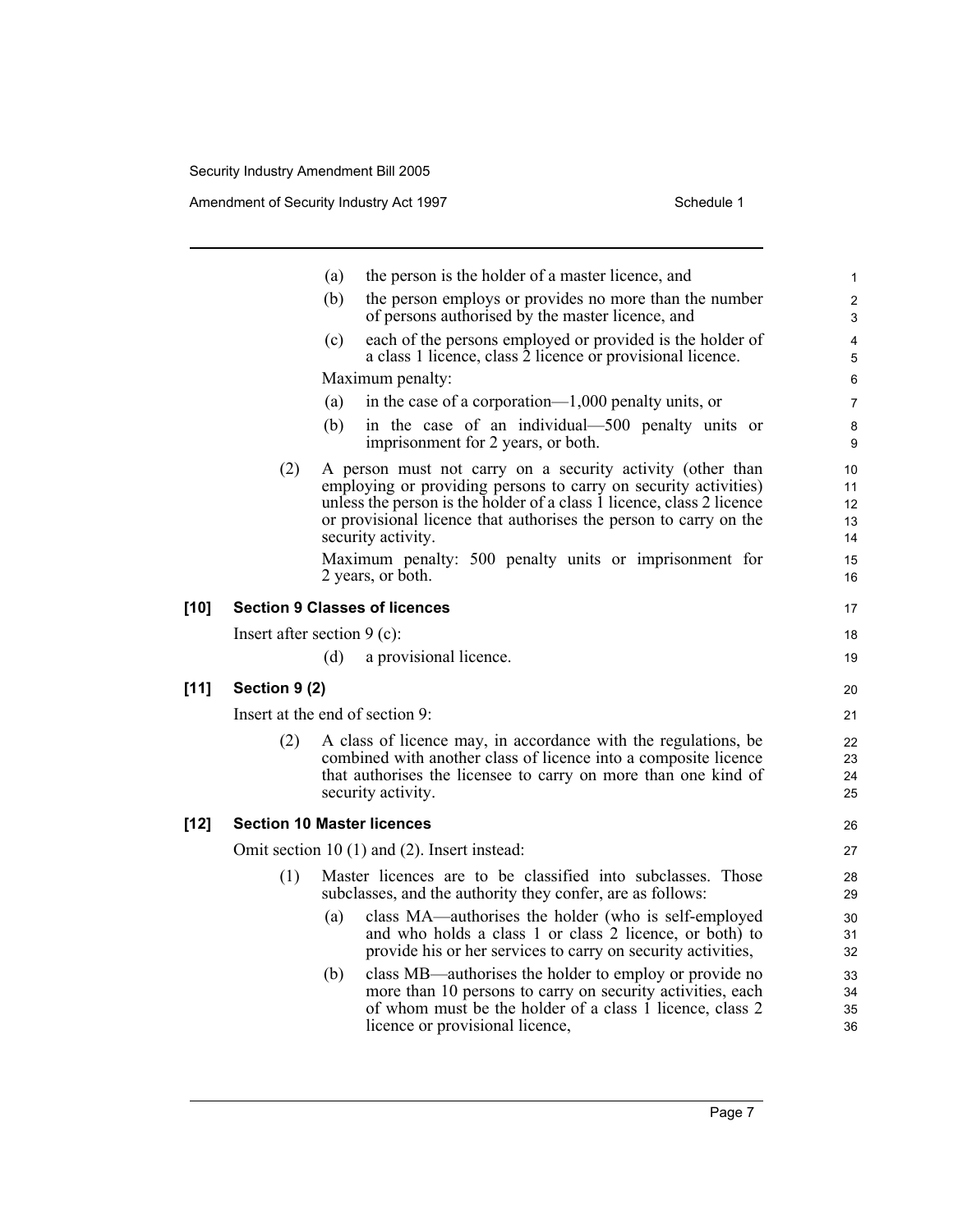(a) the person is the holder of a master licence, and

(b) the person employs or provides no more than the number of persons authorised by the master licence, and

(c) each of the persons employed or provided is the holder of a class 1 licence, class 2 licence or provisional licence.

Maximum penalty:

(a) in the case of a corporation—1,000 penalty units, or

(b) in the case of an individual—500 penalty units or imprisonment for 2 years, or both.

(2) A person must not carry on a security activity (other than employing or providing persons to carry on security activities) unless the person is the holder of a class 1 licence, class 2 licence or provisional licence that authorises the person to carry on the security activity.

Maximum penalty: 500 penalty units or imprisonment for 2 years, or both.

**[10] Section 9 Classes of licences**

Insert after section 9 (c):

(d) a provisional licence.

**[11] Section 9 (2)**

Insert at the end of section 9:

(2) A class of licence may, in accordance with the regulations, be combined with another class of licence into a composite licence that authorises the licensee to carry on more than one kind of security activity.

**[12] Section 10 Master licences**

Omit section 10 (1) and (2). Insert instead:

(1) Master licences are to be classified into subclasses. Those subclasses, and the authority they confer, are as follows:

(a) class MA—authorises the holder (who is self-employed and who holds a class 1 or class 2 licence, or both) to provide his or her services to carry on security activities,

(b) class MB—authorises the holder to employ or provide no more than 10 persons to carry on security activities, each of whom must be the holder of a class 1 licence, class 2 licence or provisional licence,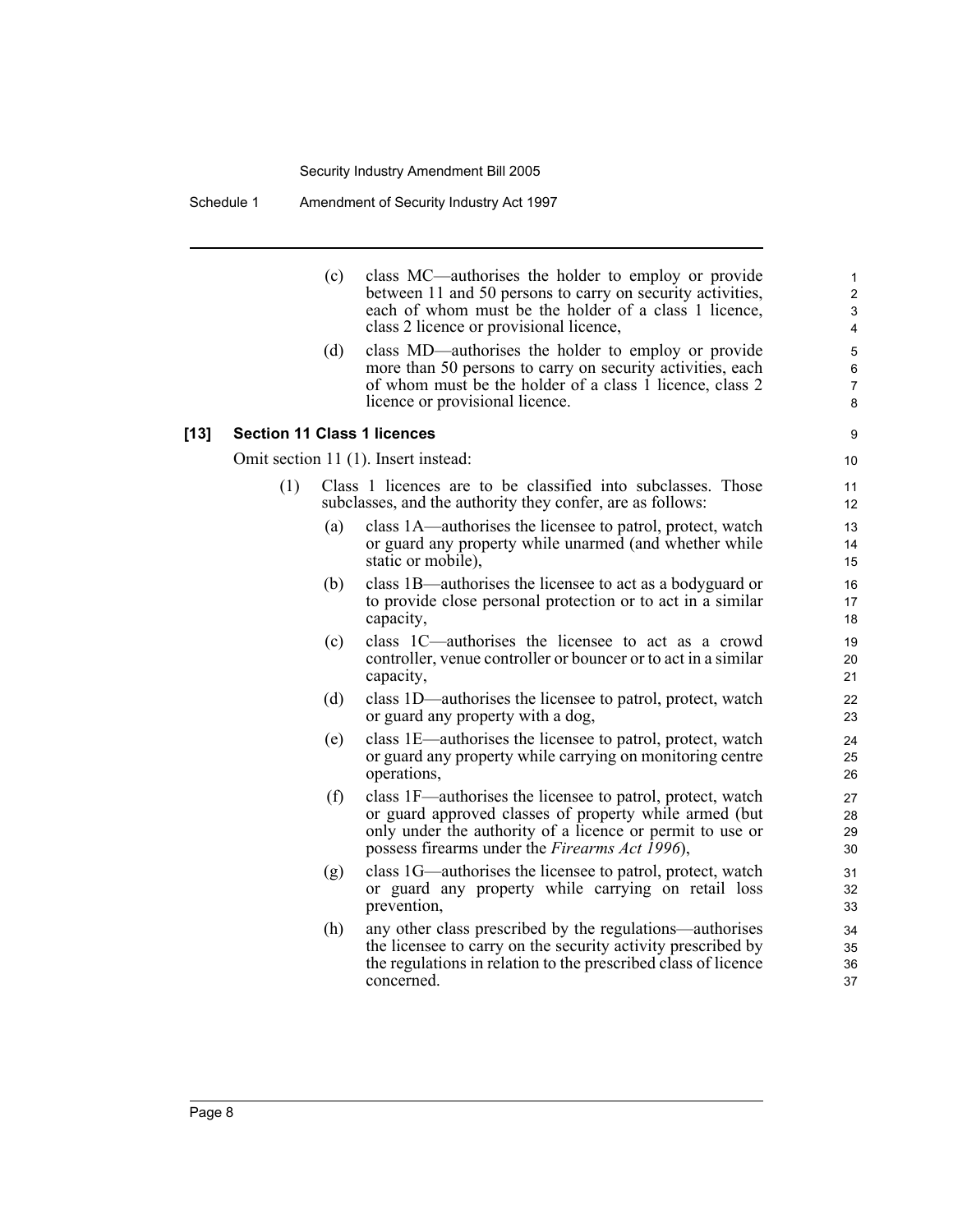(c) class MC—authorises the holder to employ or provide between 11 and 50 persons to carry on security activities, each of whom must be the holder of a class 1 licence, class 2 licence or provisional licence,

(d) class MD—authorises the holder to employ or provide more than 50 persons to carry on security activities, each of whom must be the holder of a class 1 licence, class 2 licence or provisional licence.

**[13] Section 11 Class 1 licences**

Omit section 11 (1). Insert instead:

(1) Class 1 licences are to be classified into subclasses. Those subclasses, and the authority they confer, are as follows:

(a) class 1A—authorises the licensee to patrol, protect, watch or guard any property while unarmed (and whether while static or mobile),

(b) class 1B—authorises the licensee to act as a bodyguard or to provide close personal protection or to act in a similar capacity,

(c) class 1C—authorises the licensee to act as a crowd controller, venue controller or bouncer or to act in a similar capacity,

(d) class 1D—authorises the licensee to patrol, protect, watch or guard any property with a dog,

(e) class 1E—authorises the licensee to patrol, protect, watch or guard any property while carrying on monitoring centre operations,

(f) class 1F—authorises the licensee to patrol, protect, watch or guard approved classes of property while armed (but only under the authority of a licence or permit to use or possess firearms under the *Firearms Act 1996*),

(g) class 1G—authorises the licensee to patrol, protect, watch or guard any property while carrying on retail loss prevention,

(h) any other class prescribed by the regulations—authorises the licensee to carry on the security activity prescribed by the regulations in relation to the prescribed class of licence concerned.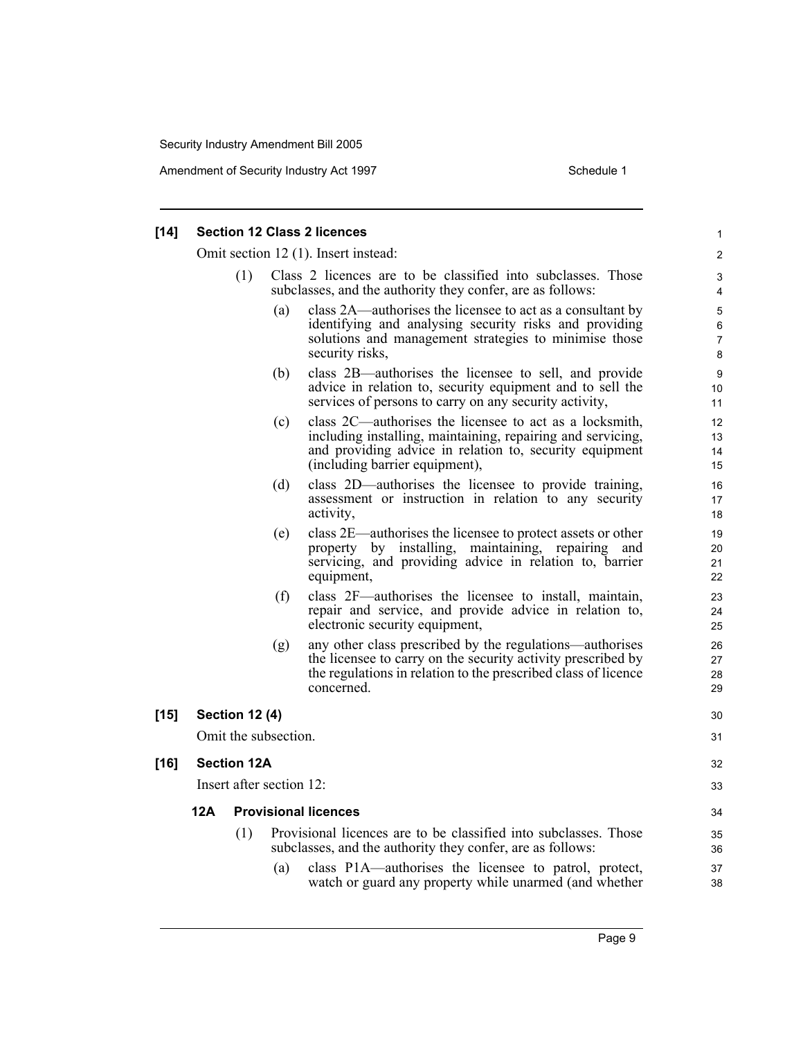**[14] Section 12 Class 2 licences**

Omit section 12 (1). Insert instead:

(1) Class 2 licences are to be classified into subclasses. Those subclasses, and the authority they confer, are as follows:

(a) class 2A—authorises the licensee to act as a consultant by identifying and analysing security risks and providing solutions and management strategies to minimise those security risks,

(b) class 2B—authorises the licensee to sell, and provide advice in relation to, security equipment and to sell the services of persons to carry on any security activity,

(c) class 2C—authorises the licensee to act as a locksmith, including installing, maintaining, repairing and servicing, and providing advice in relation to, security equipment (including barrier equipment),

(d) class 2D—authorises the licensee to provide training, assessment or instruction in relation to any security activity,

(e) class 2E—authorises the licensee to protect assets or other property by installing, maintaining, repairing and servicing, and providing advice in relation to, barrier equipment,

(f) class 2F—authorises the licensee to install, maintain, repair and service, and provide advice in relation to, electronic security equipment,

(g) any other class prescribed by the regulations—authorises the licensee to carry on the security activity prescribed by the regulations in relation to the prescribed class of licence concerned.

**[15] Section 12 (4)**

Omit the subsection.

**[16] Section 12A**

Insert after section 12:

**12A Provisional licences**

(1) Provisional licences are to be classified into subclasses. Those subclasses, and the authority they confer, are as follows:

(a) class P1A—authorises the licensee to patrol, protect, watch or guard any property while unarmed (and whether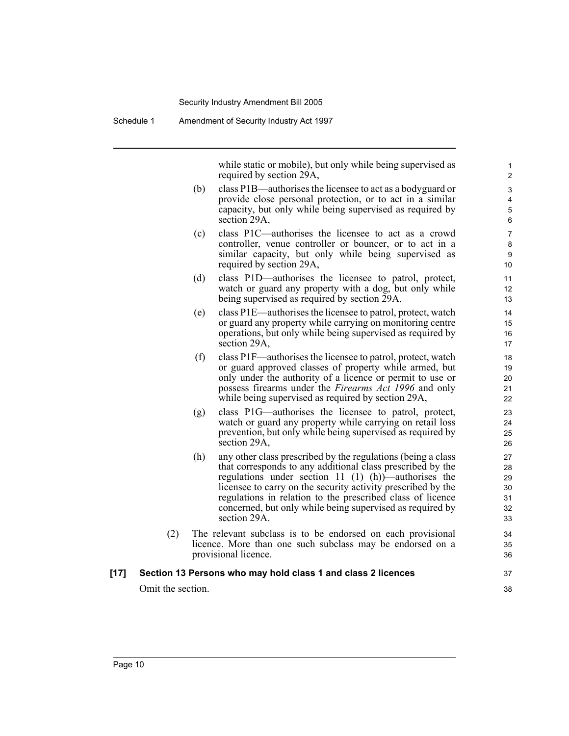while static or mobile), but only while being supervised as required by section 29A,

(b) class P1B—authorises the licensee to act as a bodyguard or provide close personal protection, or to act in a similar capacity, but only while being supervised as required by section 29A,

(c) class P1C—authorises the licensee to act as a crowd controller, venue controller or bouncer, or to act in a similar capacity, but only while being supervised as required by section 29A,

(d) class P1D—authorises the licensee to patrol, protect, watch or guard any property with a dog, but only while being supervised as required by section 29A,

(e) class P1E—authorises the licensee to patrol, protect, watch or guard any property while carrying on monitoring centre operations, but only while being supervised as required by section 29A,

(f) class P1F—authorises the licensee to patrol, protect, watch or guard approved classes of property while armed, but only under the authority of a licence or permit to use or possess firearms under the *Firearms Act 1996* and only while being supervised as required by section 29A,

(g) class P1G—authorises the licensee to patrol, protect, watch or guard any property while carrying on retail loss prevention, but only while being supervised as required by section 29A,

(h) any other class prescribed by the regulations (being a class that corresponds to any additional class prescribed by the regulations under section 11 (1) (h))—authorises the licensee to carry on the security activity prescribed by the regulations in relation to the prescribed class of licence concerned, but only while being supervised as required by section 29A.

(2) The relevant subclass is to be endorsed on each provisional licence. More than one such subclass may be endorsed on a provisional licence.

**[17] Section 13 Persons who may hold class 1 and class 2 licences**

Omit the section.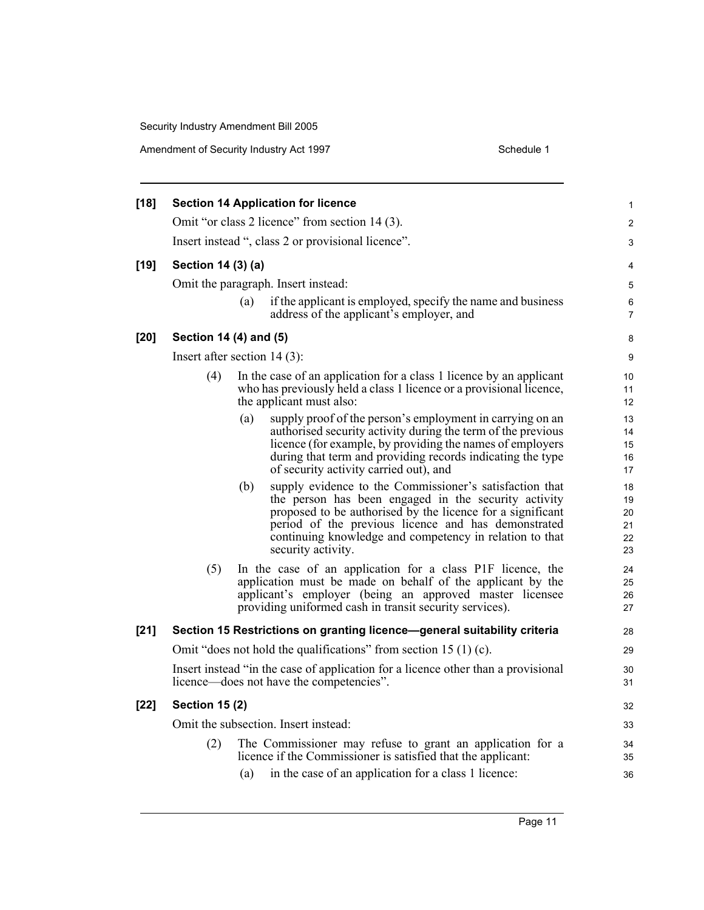**[18] Section 14 Application for licence**

Omit "or class 2 licence" from section 14 (3).

Insert instead ", class 2 or provisional licence".

**[19] Section 14 (3) (a)**

Omit the paragraph. Insert instead:

(a) if the applicant is employed, specify the name and business address of the applicant's employer, and

**[20] Section 14 (4) and (5)**

Insert after section 14 (3):

(4) In the case of an application for a class 1 licence by an applicant who has previously held a class 1 licence or a provisional licence, the applicant must also:

(a) supply proof of the person's employment in carrying on an authorised security activity during the term of the previous licence (for example, by providing the names of employers during that term and providing records indicating the type of security activity carried out), and

(b) supply evidence to the Commissioner's satisfaction that the person has been engaged in the security activity proposed to be authorised by the licence for a significant period of the previous licence and has demonstrated continuing knowledge and competency in relation to that security activity.

(5) In the case of an application for a class P1F licence, the application must be made on behalf of the applicant by the applicant's employer (being an approved master licensee providing uniformed cash in transit security services).

**[21] Section 15 Restrictions on granting licence—general suitability criteria**

Omit "does not hold the qualifications" from section 15 (1) (c).

Insert instead "in the case of application for a licence other than a provisional licence—does not have the competencies".

**[22] Section 15 (2)**

Omit the subsection. Insert instead:

(2) The Commissioner may refuse to grant an application for a licence if the Commissioner is satisfied that the applicant:

(a) in the case of an application for a class 1 licence: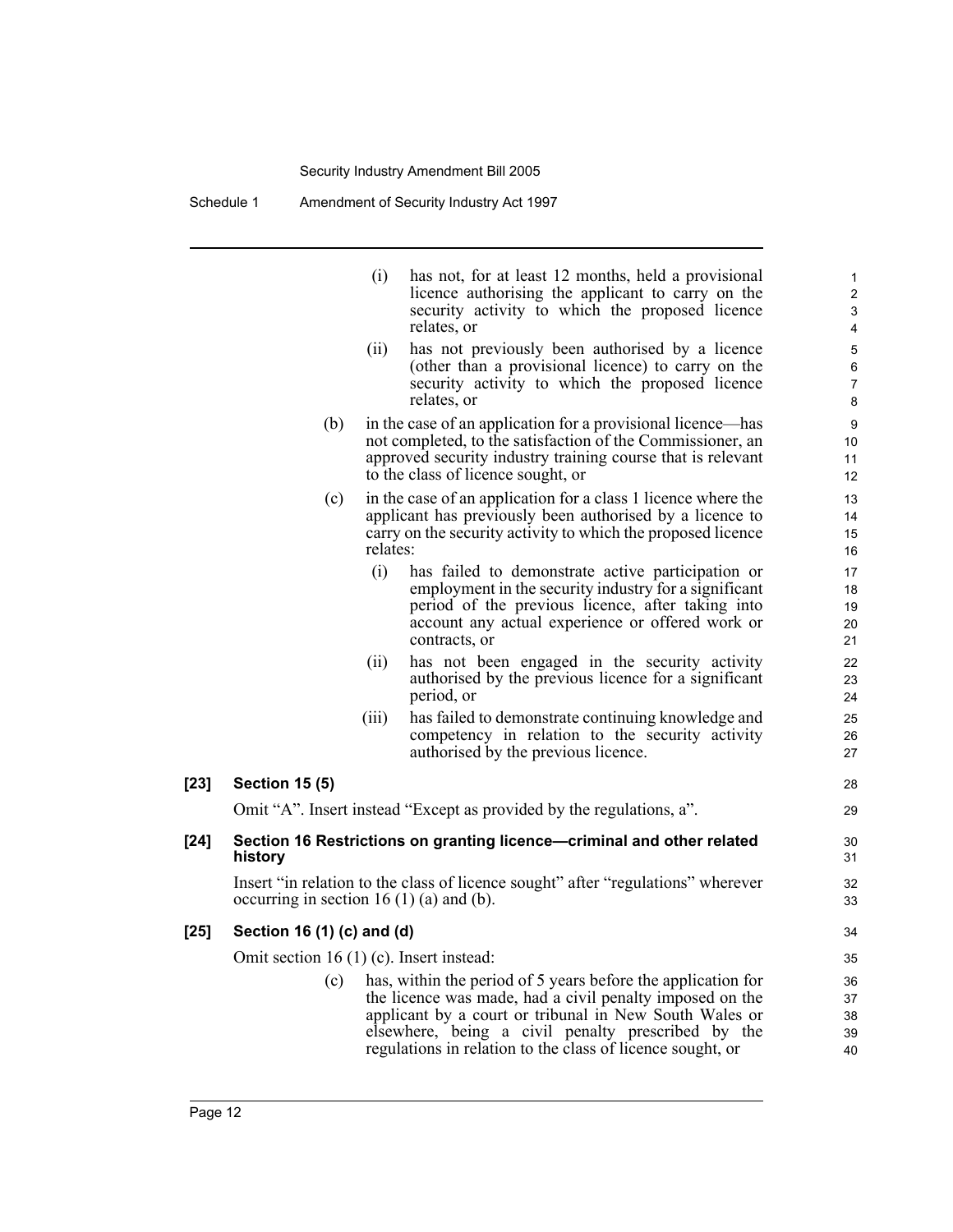(i) has not, for at least 12 months, held a provisional licence authorising the applicant to carry on the security activity to which the proposed licence relates, or

(ii) has not previously been authorised by a licence (other than a provisional licence) to carry on the security activity to which the proposed licence relates, or

(b) in the case of an application for a provisional licence—has not completed, to the satisfaction of the Commissioner, an approved security industry training course that is relevant to the class of licence sought, or

(c) in the case of an application for a class 1 licence where the applicant has previously been authorised by a licence to carry on the security activity to which the proposed licence relates:

(i) has failed to demonstrate active participation or employment in the security industry for a significant period of the previous licence, after taking into account any actual experience or offered work or contracts, or

(ii) has not been engaged in the security activity authorised by the previous licence for a significant period, or

(iii) has failed to demonstrate continuing knowledge and competency in relation to the security activity authorised by the previous licence.

**[23] Section 15 (5)**

Omit "A". Insert instead "Except as provided by the regulations, a".

**[24] Section 16 Restrictions on granting licence—criminal and other related history**

Insert "in relation to the class of licence sought" after "regulations" wherever occurring in section 16 (1) (a) and (b).

**[25] Section 16 (1) (c) and (d)**

Omit section 16 (1) (c). Insert instead:

(c) has, within the period of 5 years before the application for the licence was made, had a civil penalty imposed on the applicant by a court or tribunal in New South Wales or elsewhere, being a civil penalty prescribed by the regulations in relation to the class of licence sought, or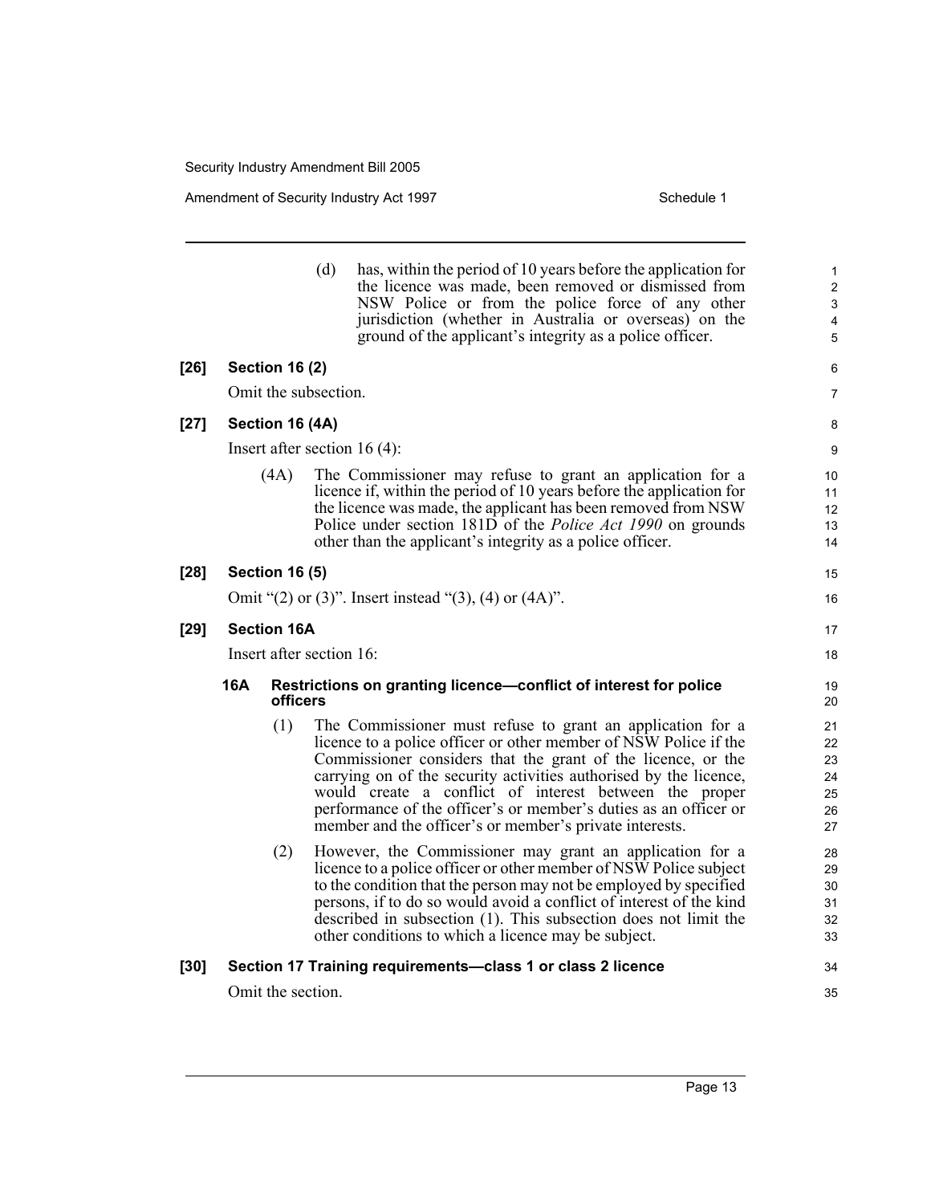(d) has, within the period of 10 years before the application for the licence was made, been removed or dismissed from NSW Police or from the police force of any other jurisdiction (whether in Australia or overseas) on the ground of the applicant's integrity as a police officer.

**[26] Section 16 (2)**

Omit the subsection.

**[27] Section 16 (4A)**

Insert after section 16 (4):

(4A) The Commissioner may refuse to grant an application for a licence if, within the period of 10 years before the application for the licence was made, the applicant has been removed from NSW Police under section 181D of the *Police Act 1990* on grounds other than the applicant's integrity as a police officer.

**[28] Section 16 (5)**

Omit "(2) or (3)". Insert instead "(3), (4) or (4A)".

**[29] Section 16A**

Insert after section 16:

**16A Restrictions on granting licence—conflict of interest for police officers**

(1) The Commissioner must refuse to grant an application for a licence to a police officer or other member of NSW Police if the Commissioner considers that the grant of the licence, or the carrying on of the security activities authorised by the licence, would create a conflict of interest between the proper performance of the officer's or member's duties as an officer or member and the officer's or member's private interests.

(2) However, the Commissioner may grant an application for a licence to a police officer or other member of NSW Police subject to the condition that the person may not be employed by specified persons, if to do so would avoid a conflict of interest of the kind described in subsection (1). This subsection does not limit the other conditions to which a licence may be subject.

**[30] Section 17 Training requirements—class 1 or class 2 licence**

Omit the section.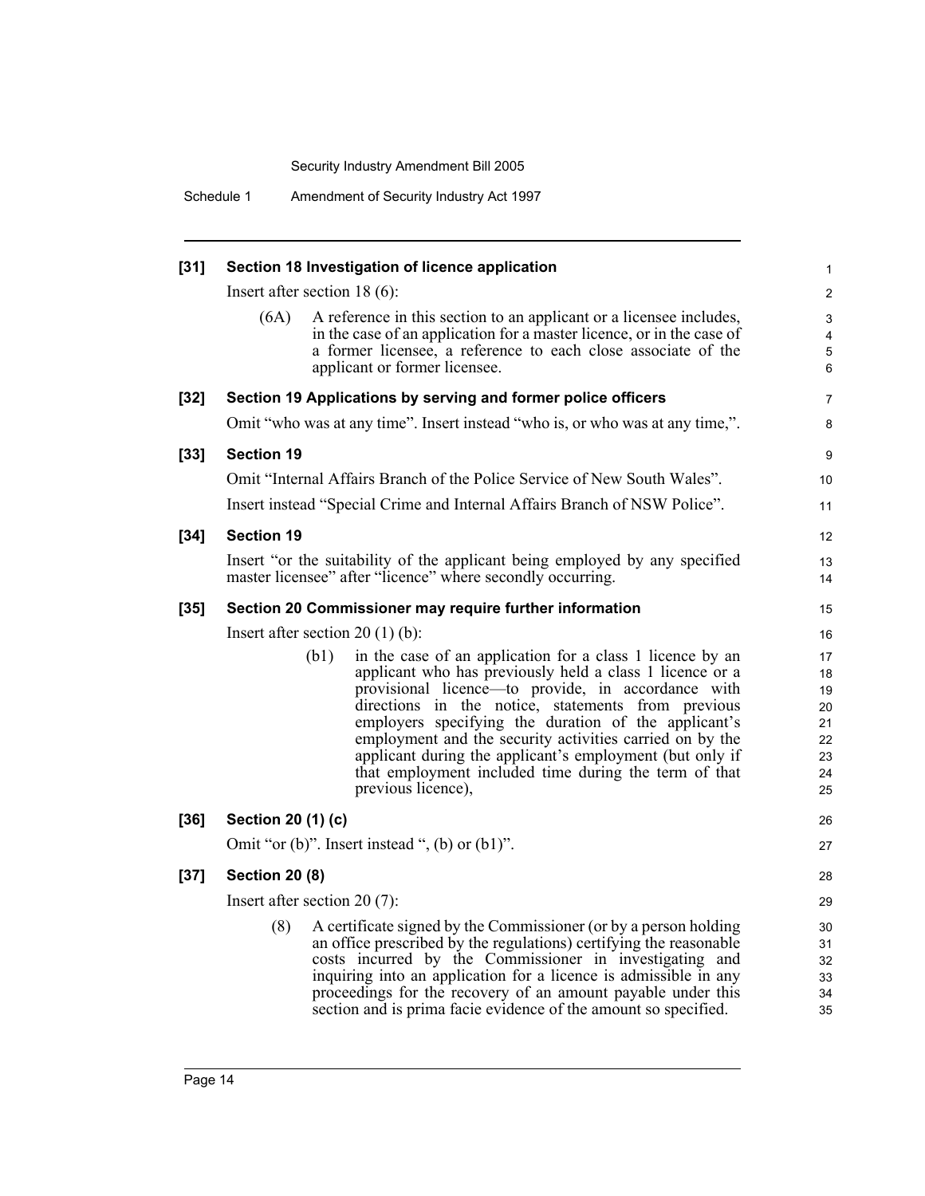**[31] Section 18 Investigation of licence application**

Insert after section 18 (6):

(6A) A reference in this section to an applicant or a licensee includes, in the case of an application for a master licence, or in the case of a former licensee, a reference to each close associate of the applicant or former licensee.

**[32] Section 19 Applications by serving and former police officers**

Omit "who was at any time". Insert instead "who is, or who was at any time,".

**[33] Section 19**

Omit "Internal Affairs Branch of the Police Service of New South Wales".

Insert instead "Special Crime and Internal Affairs Branch of NSW Police".

**[34] Section 19**

Insert "or the suitability of the applicant being employed by any specified master licensee" after "licence" where secondly occurring.

**[35] Section 20 Commissioner may require further information**

Insert after section 20 (1) (b):

(b1) in the case of an application for a class 1 licence by an applicant who has previously held a class 1 licence or a provisional licence—to provide, in accordance with directions in the notice, statements from previous employers specifying the duration of the applicant's employment and the security activities carried on by the applicant during the applicant's employment (but only if that employment included time during the term of that previous licence),

**[36] Section 20 (1) (c)**

Omit "or (b)". Insert instead ", (b) or (b1)".

**[37] Section 20 (8)**

Insert after section 20 (7):

(8) A certificate signed by the Commissioner (or by a person holding an office prescribed by the regulations) certifying the reasonable costs incurred by the Commissioner in investigating and inquiring into an application for a licence is admissible in any proceedings for the recovery of an amount payable under this section and is prima facie evidence of the amount so specified.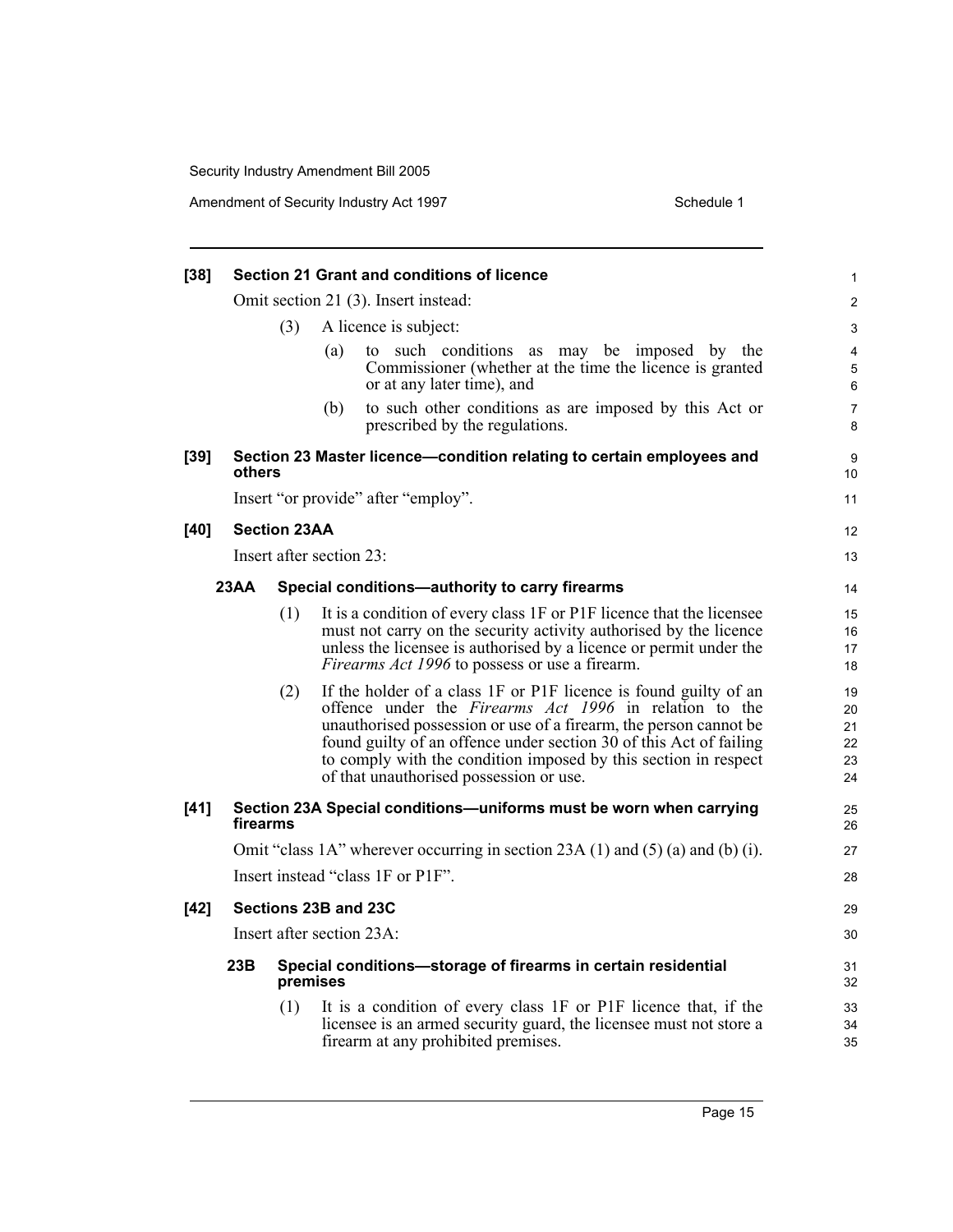**[38] Section 21 Grant and conditions of licence**

Omit section 21 (3). Insert instead:

(3) A licence is subject:

(a) to such conditions as may be imposed by the Commissioner (whether at the time the licence is granted or at any later time), and

(b) to such other conditions as are imposed by this Act or prescribed by the regulations.

**[39] Section 23 Master licence—condition relating to certain employees and others**

Insert "or provide" after "employ".

**[40] Section 23AA**

Insert after section 23:

**23AA Special conditions—authority to carry firearms**

(1) It is a condition of every class 1F or P1F licence that the licensee must not carry on the security activity authorised by the licence unless the licensee is authorised by a licence or permit under the *Firearms Act 1996* to possess or use a firearm.

(2) If the holder of a class 1F or P1F licence is found guilty of an offence under the *Firearms Act 1996* in relation to the unauthorised possession or use of a firearm, the person cannot be found guilty of an offence under section 30 of this Act of failing to comply with the condition imposed by this section in respect of that unauthorised possession or use.

**[41] Section 23A Special conditions—uniforms must be worn when carrying firearms**

Omit "class 1A" wherever occurring in section 23A (1) and (5) (a) and (b) (i).

Insert instead "class 1F or P1F".

**[42] Sections 23B and 23C**

Insert after section 23A:

**23B Special conditions—storage of firearms in certain residential premises**

(1) It is a condition of every class 1F or P1F licence that, if the licensee is an armed security guard, the licensee must not store a firearm at any prohibited premises.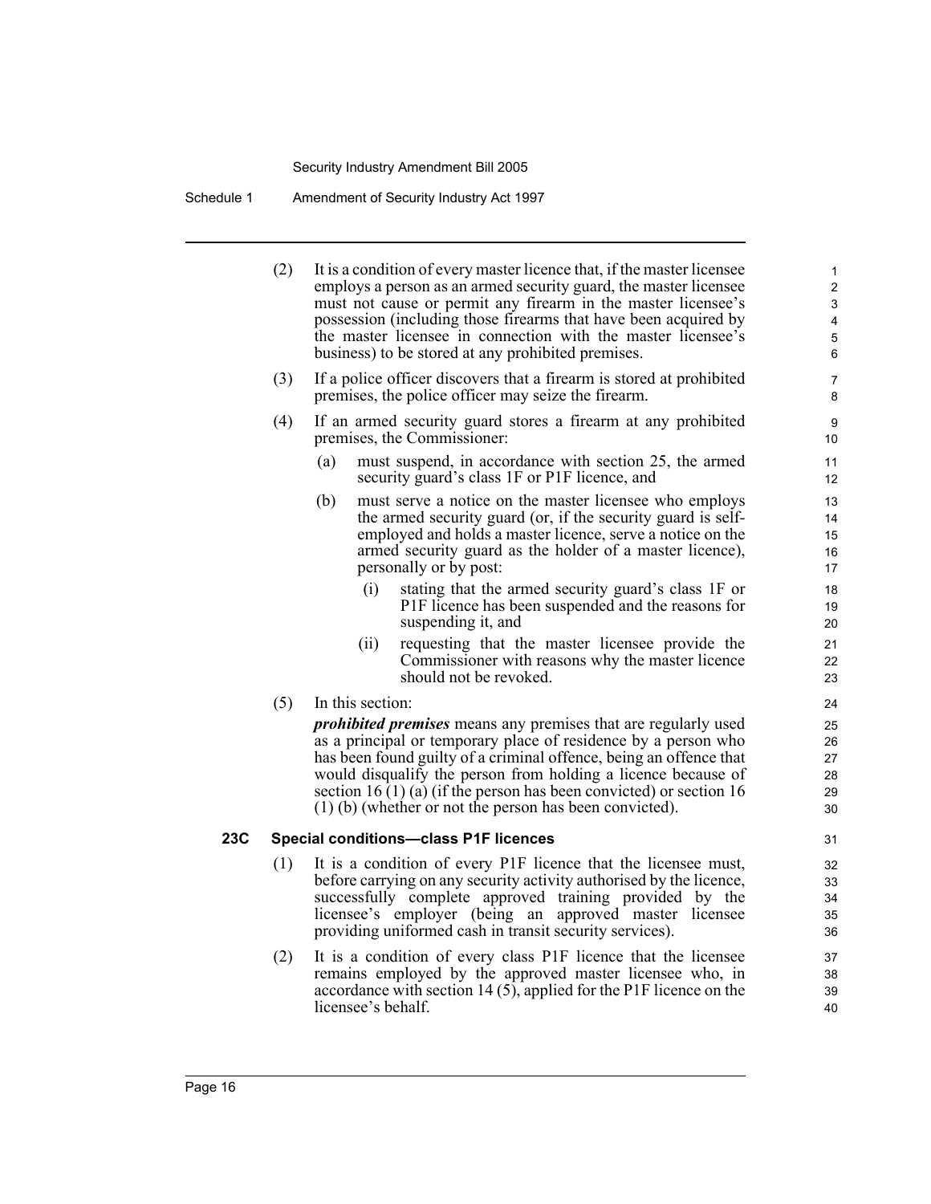(2) It is a condition of every master licence that, if the master licensee employs a person as an armed security guard, the master licensee must not cause or permit any firearm in the master licensee's possession (including those firearms that have been acquired by the master licensee in connection with the master licensee's business) to be stored at any prohibited premises.

(3) If a police officer discovers that a firearm is stored at prohibited premises, the police officer may seize the firearm.

(4) If an armed security guard stores a firearm at any prohibited premises, the Commissioner:

- (a) must suspend, in accordance with section 25, the armed security guard's class 1F or P1F licence, and
- (b) must serve a notice on the master licensee who employs the armed security guard (or, if the security guard is self-employed and holds a master licence, serve a notice on the armed security guard as the holder of a master licence), personally or by post:
  - (i) stating that the armed security guard's class 1F or P1F licence has been suspended and the reasons for suspending it, and
  - (ii) requesting that the master licensee provide the Commissioner with reasons why the master licence should not be revoked.

(5) In this section:

***prohibited premises*** means any premises that are regularly used as a principal or temporary place of residence by a person who has been found guilty of a criminal offence, being an offence that would disqualify the person from holding a licence because of section 16 (1) (a) (if the person has been convicted) or section 16 (1) (b) (whether or not the person has been convicted).

### 23C Special conditions—class P1F licences

(1) It is a condition of every P1F licence that the licensee must, before carrying on any security activity authorised by the licence, successfully complete approved training provided by the licensee's employer (being an approved master licensee providing uniformed cash in transit security services).

(2) It is a condition of every class P1F licence that the licensee remains employed by the approved master licensee who, in accordance with section 14 (5), applied for the P1F licence on the licensee's behalf.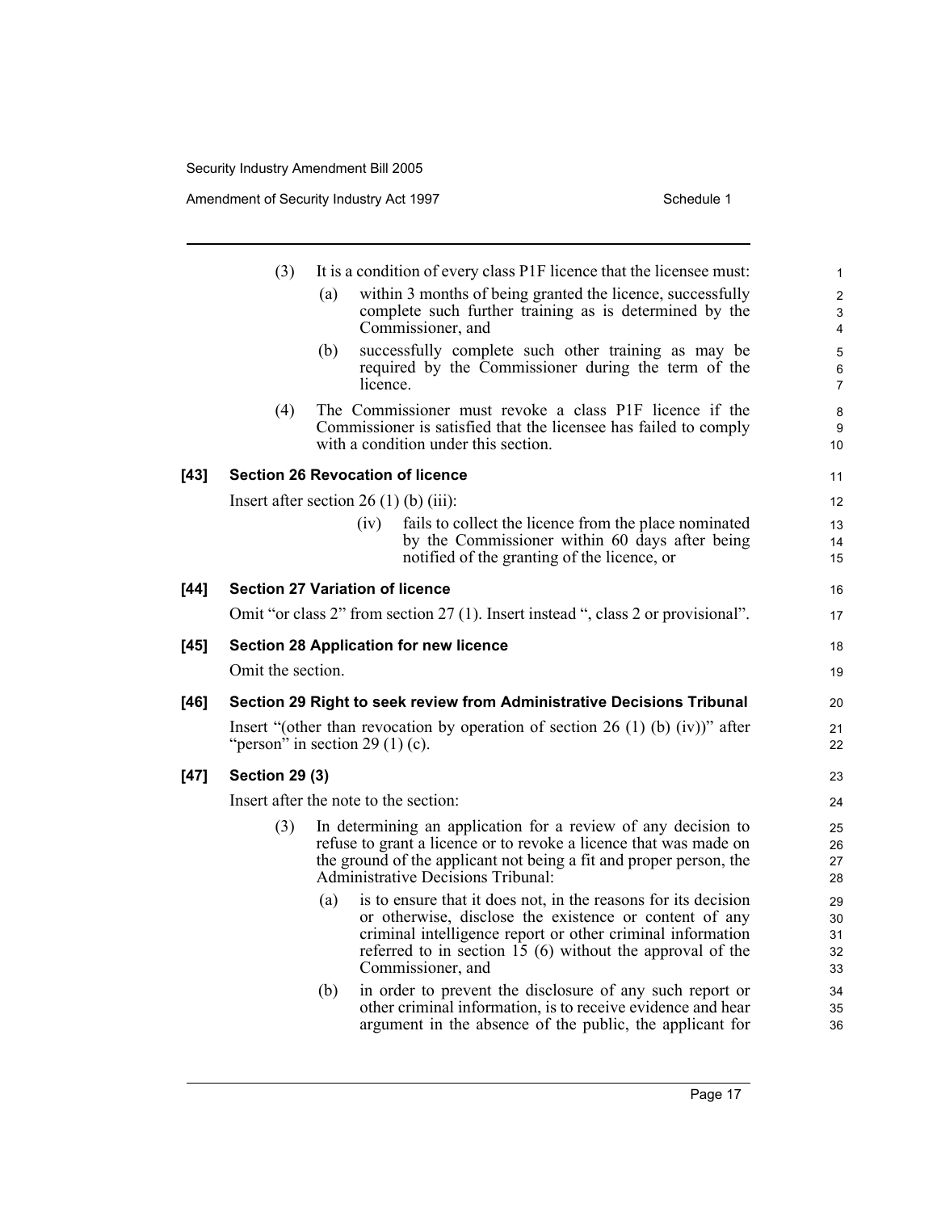(3) It is a condition of every class P1F licence that the licensee must:

(a) within 3 months of being granted the licence, successfully complete such further training as is determined by the Commissioner, and

(b) successfully complete such other training as may be required by the Commissioner during the term of the licence.

(4) The Commissioner must revoke a class P1F licence if the Commissioner is satisfied that the licensee has failed to comply with a condition under this section.

**[43] Section 26 Revocation of licence**

Insert after section 26 (1) (b) (iii):

(iv) fails to collect the licence from the place nominated by the Commissioner within 60 days after being notified of the granting of the licence, or

**[44] Section 27 Variation of licence**

Omit "or class 2" from section 27 (1). Insert instead ", class 2 or provisional".

**[45] Section 28 Application for new licence**

Omit the section.

**[46] Section 29 Right to seek review from Administrative Decisions Tribunal**

Insert "(other than revocation by operation of section 26 (1) (b) (iv))" after "person" in section 29 (1) (c).

**[47] Section 29 (3)**

Insert after the note to the section:

(3) In determining an application for a review of any decision to refuse to grant a licence or to revoke a licence that was made on the ground of the applicant not being a fit and proper person, the Administrative Decisions Tribunal:

(a) is to ensure that it does not, in the reasons for its decision or otherwise, disclose the existence or content of any criminal intelligence report or other criminal information referred to in section 15 (6) without the approval of the Commissioner, and

(b) in order to prevent the disclosure of any such report or other criminal information, is to receive evidence and hear argument in the absence of the public, the applicant for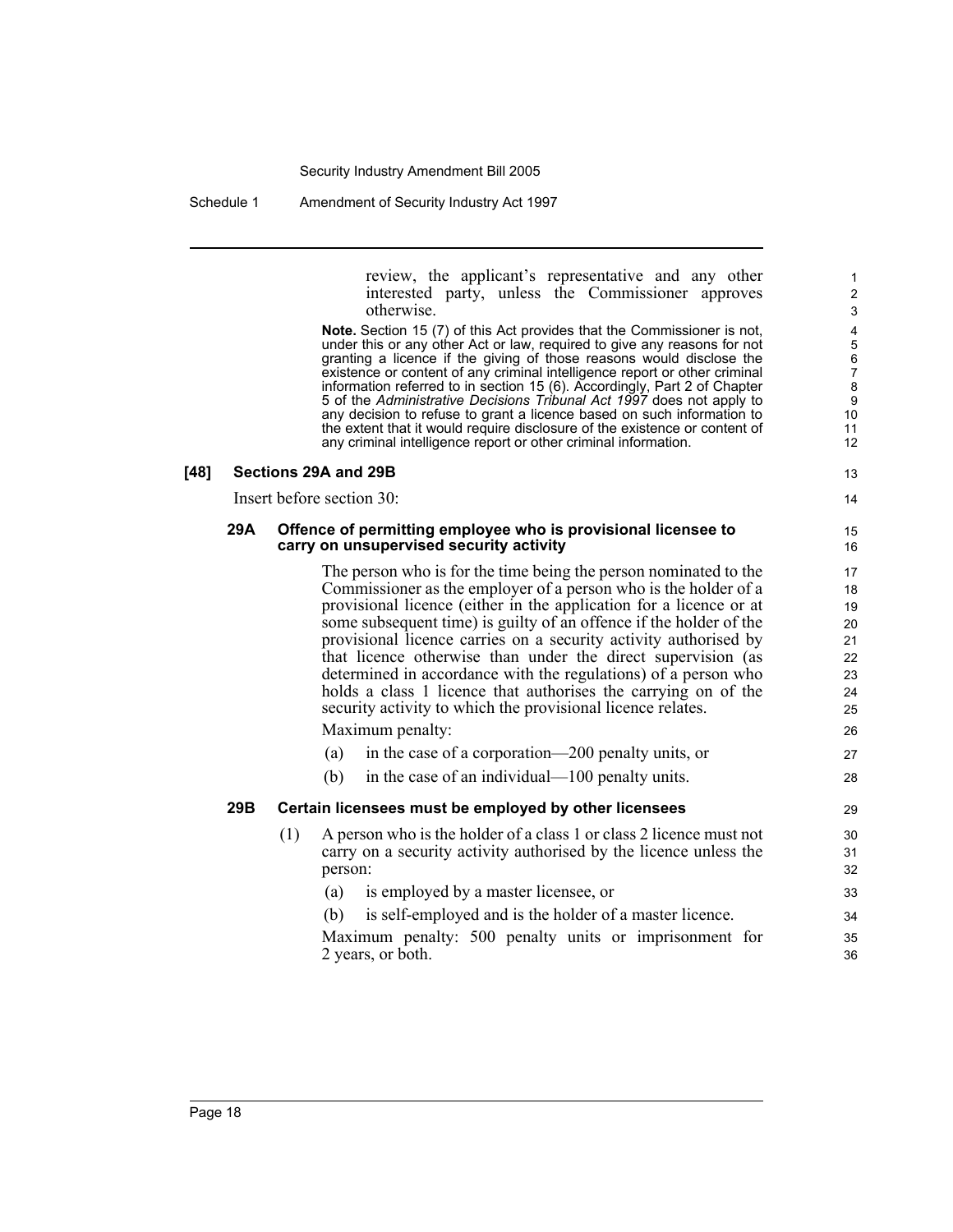review, the applicant's representative and any other interested party, unless the Commissioner approves otherwise.

**Note.** Section 15 (7) of this Act provides that the Commissioner is not, under this or any other Act or law, required to give any reasons for not granting a licence if the giving of those reasons would disclose the existence or content of any criminal intelligence report or other criminal information referred to in section 15 (6). Accordingly, Part 2 of Chapter 5 of the *Administrative Decisions Tribunal Act 1997* does not apply to any decision to refuse to grant a licence based on such information to the extent that it would require disclosure of the existence or content of any criminal intelligence report or other criminal information.

### [48] Sections 29A and 29B

Insert before section 30:

#### 29A Offence of permitting employee who is provisional licensee to carry on unsupervised security activity

The person who is for the time being the person nominated to the Commissioner as the employer of a person who is the holder of a provisional licence (either in the application for a licence or at some subsequent time) is guilty of an offence if the holder of the provisional licence carries on a security activity authorised by that licence otherwise than under the direct supervision (as determined in accordance with the regulations) of a person who holds a class 1 licence that authorises the carrying on of the security activity to which the provisional licence relates.

Maximum penalty:

(a) in the case of a corporation—200 penalty units, or

(b) in the case of an individual—100 penalty units.

#### 29B Certain licensees must be employed by other licensees

(1) A person who is the holder of a class 1 or class 2 licence must not carry on a security activity authorised by the licence unless the person:

(a) is employed by a master licensee, or

(b) is self-employed and is the holder of a master licence.

Maximum penalty: 500 penalty units or imprisonment for 2 years, or both.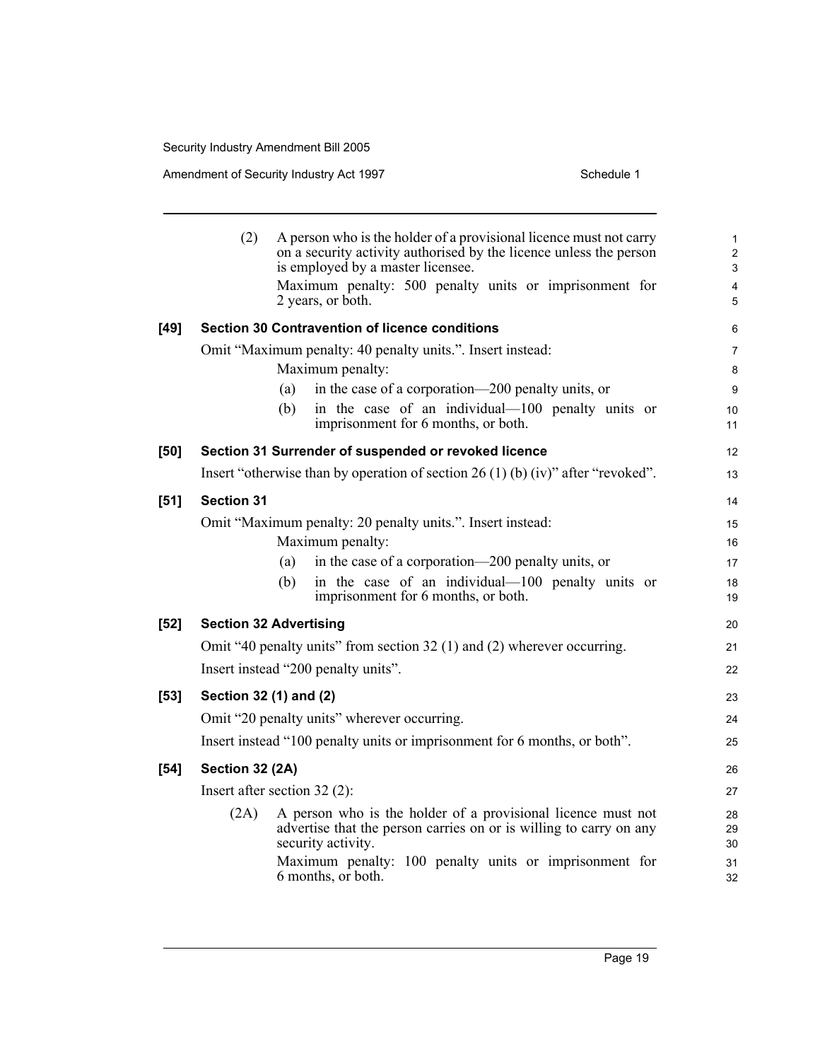(2) A person who is the holder of a provisional licence must not carry on a security activity authorised by the licence unless the person is employed by a master licensee.

Maximum penalty: 500 penalty units or imprisonment for 2 years, or both.

**[49] Section 30 Contravention of licence conditions**

Omit "Maximum penalty: 40 penalty units.". Insert instead:

Maximum penalty:

(a) in the case of a corporation—200 penalty units, or

(b) in the case of an individual—100 penalty units or imprisonment for 6 months, or both.

**[50] Section 31 Surrender of suspended or revoked licence**

Insert "otherwise than by operation of section 26 (1) (b) (iv)" after "revoked".

**[51] Section 31**

Omit "Maximum penalty: 20 penalty units.". Insert instead:

Maximum penalty:

(a) in the case of a corporation—200 penalty units, or

(b) in the case of an individual—100 penalty units or imprisonment for 6 months, or both.

**[52] Section 32 Advertising**

Omit "40 penalty units" from section 32 (1) and (2) wherever occurring.

Insert instead "200 penalty units".

**[53] Section 32 (1) and (2)**

Omit "20 penalty units" wherever occurring.

Insert instead "100 penalty units or imprisonment for 6 months, or both".

**[54] Section 32 (2A)**

Insert after section 32 (2):

(2A) A person who is the holder of a provisional licence must not advertise that the person carries on or is willing to carry on any security activity.

Maximum penalty: 100 penalty units or imprisonment for 6 months, or both.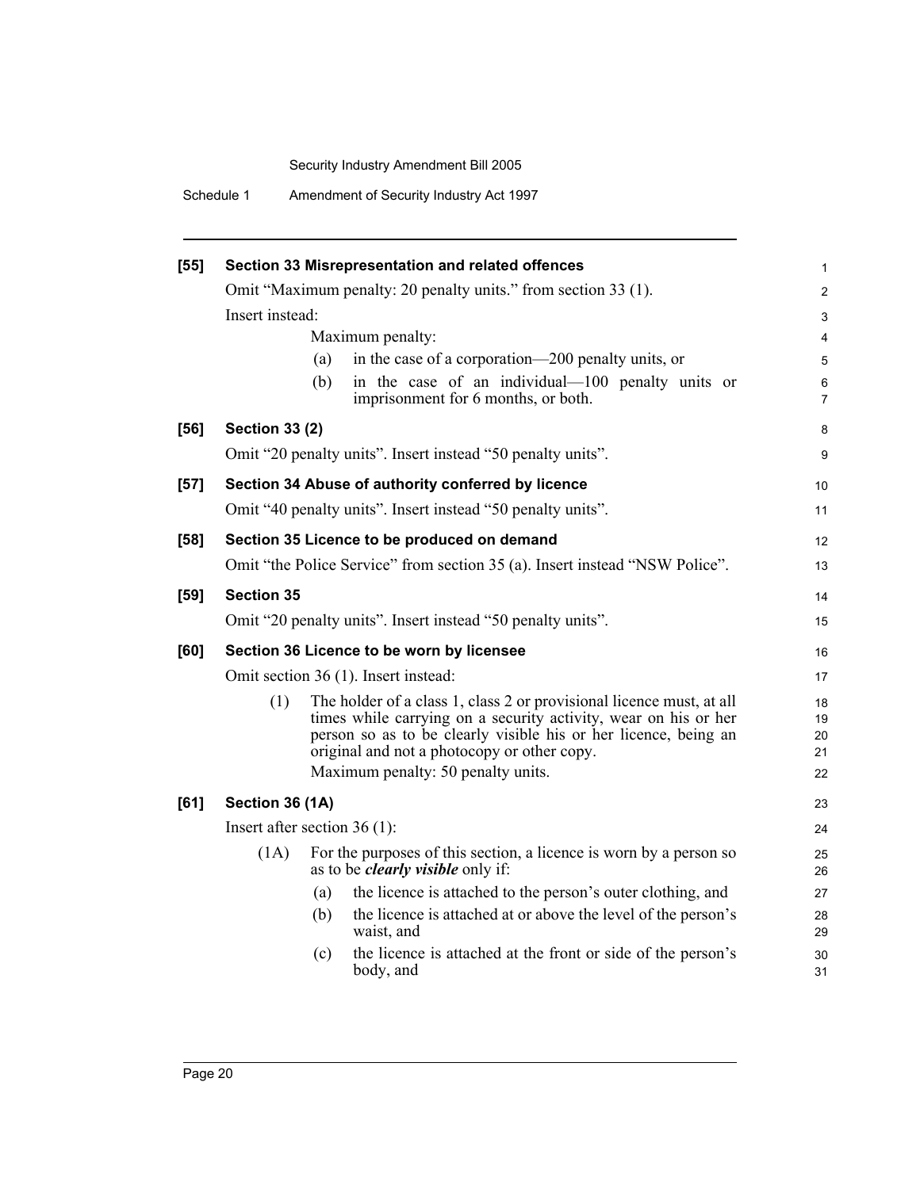**[55] Section 33 Misrepresentation and related offences**

Omit "Maximum penalty: 20 penalty units." from section 33 (1).

Insert instead:

Maximum penalty:

(a) in the case of a corporation—200 penalty units, or

(b) in the case of an individual—100 penalty units or imprisonment for 6 months, or both.

**[56] Section 33 (2)**

Omit "20 penalty units". Insert instead "50 penalty units".

**[57] Section 34 Abuse of authority conferred by licence**

Omit "40 penalty units". Insert instead "50 penalty units".

**[58] Section 35 Licence to be produced on demand**

Omit "the Police Service" from section 35 (a). Insert instead "NSW Police".

**[59] Section 35**

Omit "20 penalty units". Insert instead "50 penalty units".

**[60] Section 36 Licence to be worn by licensee**

Omit section 36 (1). Insert instead:

(1) The holder of a class 1, class 2 or provisional licence must, at all times while carrying on a security activity, wear on his or her person so as to be clearly visible his or her licence, being an original and not a photocopy or other copy.

Maximum penalty: 50 penalty units.

**[61] Section 36 (1A)**

Insert after section 36 (1):

(1A) For the purposes of this section, a licence is worn by a person so as to be ***clearly visible*** only if:

(a) the licence is attached to the person's outer clothing, and

(b) the licence is attached at or above the level of the person's waist, and

(c) the licence is attached at the front or side of the person's body, and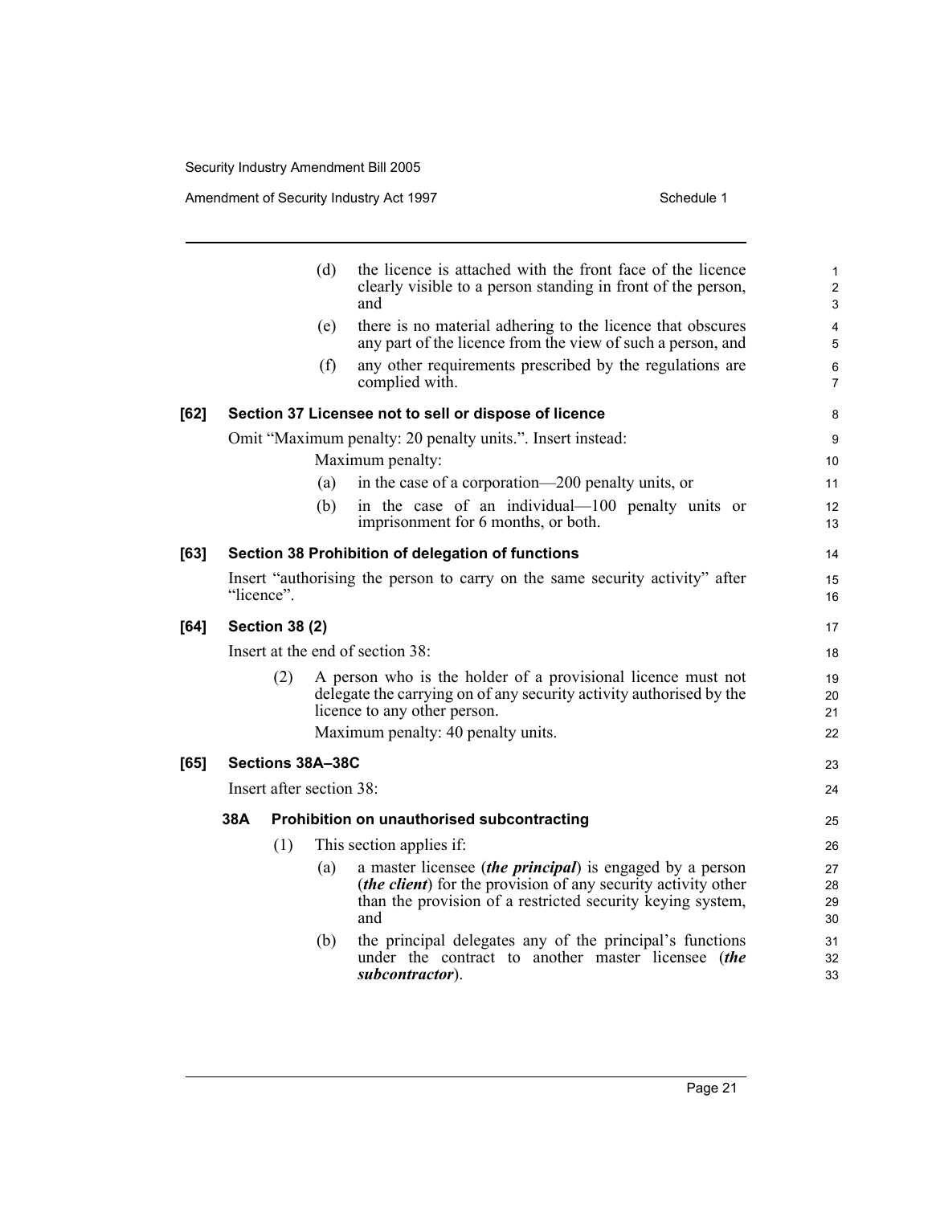(d) the licence is attached with the front face of the licence clearly visible to a person standing in front of the person, and

(e) there is no material adhering to the licence that obscures any part of the licence from the view of such a person, and

(f) any other requirements prescribed by the regulations are complied with.

**[62] Section 37 Licensee not to sell or dispose of licence**

Omit "Maximum penalty: 20 penalty units.". Insert instead:

Maximum penalty:

(a) in the case of a corporation—200 penalty units, or

(b) in the case of an individual—100 penalty units or imprisonment for 6 months, or both.

**[63] Section 38 Prohibition of delegation of functions**

Insert "authorising the person to carry on the same security activity" after "licence".

**[64] Section 38 (2)**

Insert at the end of section 38:

(2) A person who is the holder of a provisional licence must not delegate the carrying on of any security activity authorised by the licence to any other person.

Maximum penalty: 40 penalty units.

**[65] Sections 38A–38C**

Insert after section 38:

**38A Prohibition on unauthorised subcontracting**

(1) This section applies if:

(a) a master licensee (***the principal***) is engaged by a person (***the client***) for the provision of any security activity other than the provision of a restricted security keying system, and

(b) the principal delegates any of the principal's functions under the contract to another master licensee (***the subcontractor***).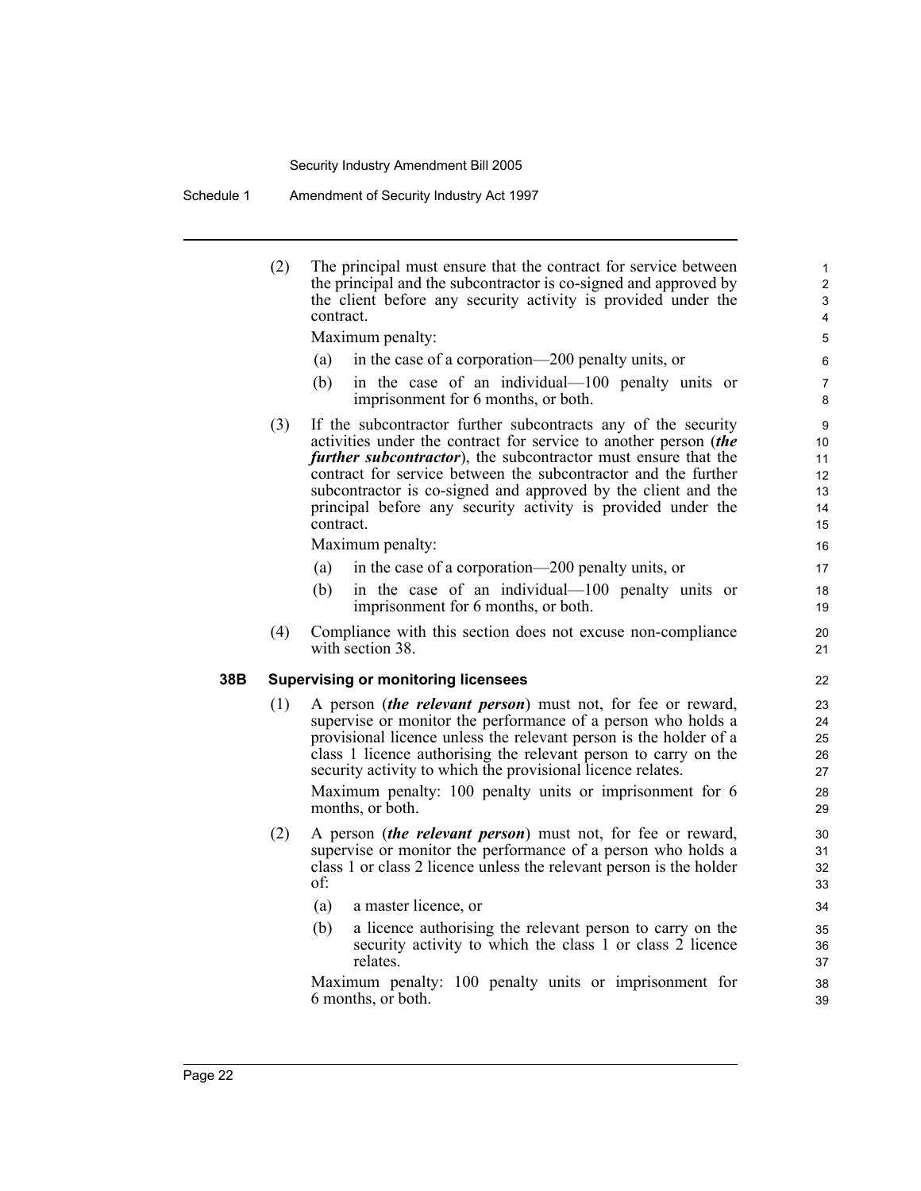(2) The principal must ensure that the contract for service between the principal and the subcontractor is co-signed and approved by the client before any security activity is provided under the contract.

Maximum penalty:

(a) in the case of a corporation—200 penalty units, or

(b) in the case of an individual—100 penalty units or imprisonment for 6 months, or both.

(3) If the subcontractor further subcontracts any of the security activities under the contract for service to another person (***the further subcontractor***), the subcontractor must ensure that the contract for service between the subcontractor and the further subcontractor is co-signed and approved by the client and the principal before any security activity is provided under the contract.

Maximum penalty:

(a) in the case of a corporation—200 penalty units, or

(b) in the case of an individual—100 penalty units or imprisonment for 6 months, or both.

(4) Compliance with this section does not excuse non-compliance with section 38.

### 38B Supervising or monitoring licensees

(1) A person (***the relevant person***) must not, for fee or reward, supervise or monitor the performance of a person who holds a provisional licence unless the relevant person is the holder of a class 1 licence authorising the relevant person to carry on the security activity to which the provisional licence relates.

Maximum penalty: 100 penalty units or imprisonment for 6 months, or both.

(2) A person (***the relevant person***) must not, for fee or reward, supervise or monitor the performance of a person who holds a class 1 or class 2 licence unless the relevant person is the holder of:

(a) a master licence, or

(b) a licence authorising the relevant person to carry on the security activity to which the class 1 or class 2 licence relates.

Maximum penalty: 100 penalty units or imprisonment for 6 months, or both.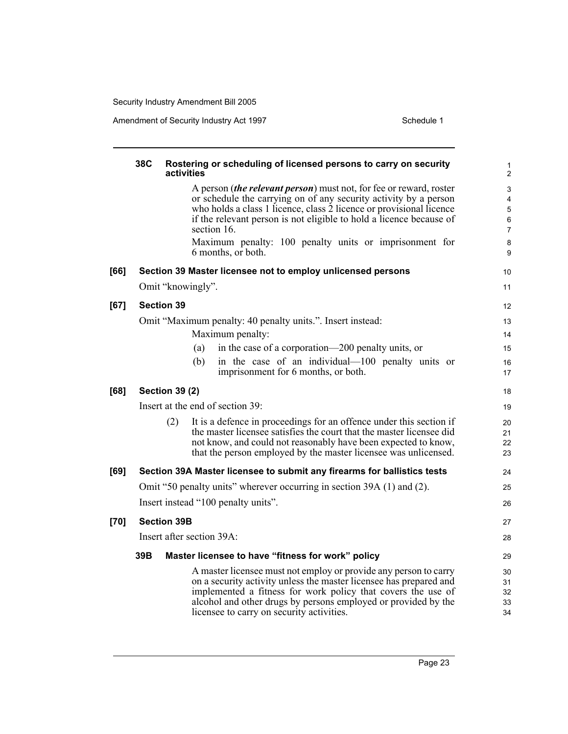### 38C Rostering or scheduling of licensed persons to carry on security activities

A person (***the relevant person***) must not, for fee or reward, roster or schedule the carrying on of any security activity by a person who holds a class 1 licence, class 2 licence or provisional licence if the relevant person is not eligible to hold a licence because of section 16.

Maximum penalty: 100 penalty units or imprisonment for 6 months, or both.

## [66] Section 39 Master licensee not to employ unlicensed persons

Omit "knowingly".

## [67] Section 39

Omit "Maximum penalty: 40 penalty units.". Insert instead:

Maximum penalty:

(a) in the case of a corporation—200 penalty units, or

(b) in the case of an individual—100 penalty units or imprisonment for 6 months, or both.

## [68] Section 39 (2)

Insert at the end of section 39:

(2) It is a defence in proceedings for an offence under this section if the master licensee satisfies the court that the master licensee did not know, and could not reasonably have been expected to know, that the person employed by the master licensee was unlicensed.

## [69] Section 39A Master licensee to submit any firearms for ballistics tests

Omit "50 penalty units" wherever occurring in section 39A (1) and (2).

Insert instead "100 penalty units".

## [70] Section 39B

Insert after section 39A:

### 39B Master licensee to have "fitness for work" policy

A master licensee must not employ or provide any person to carry on a security activity unless the master licensee has prepared and implemented a fitness for work policy that covers the use of alcohol and other drugs by persons employed or provided by the licensee to carry on security activities.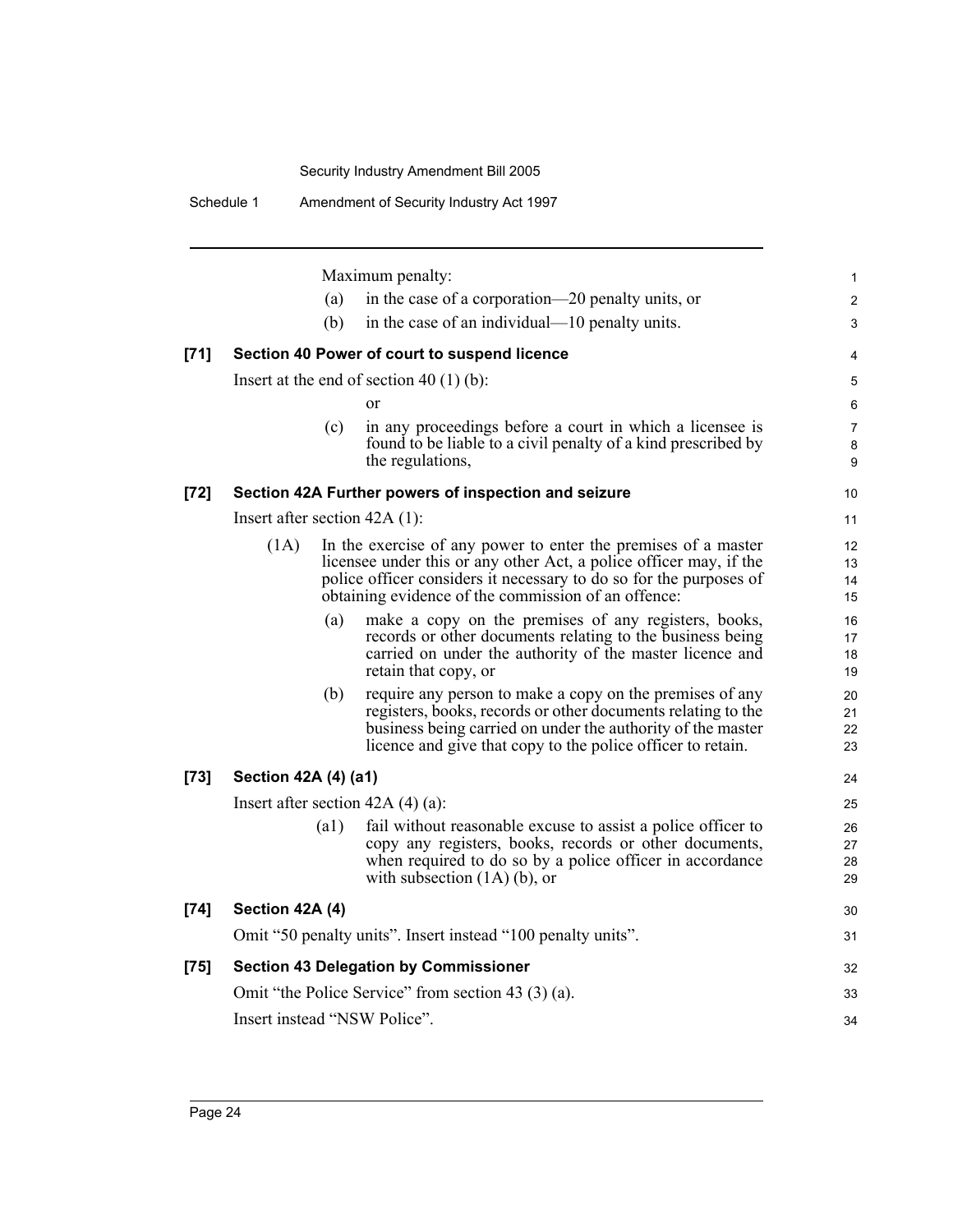Maximum penalty:

(a) in the case of a corporation—20 penalty units, or

(b) in the case of an individual—10 penalty units.

**[71] Section 40 Power of court to suspend licence**

Insert at the end of section 40 (1) (b):

or

(c) in any proceedings before a court in which a licensee is found to be liable to a civil penalty of a kind prescribed by the regulations,

**[72] Section 42A Further powers of inspection and seizure**

Insert after section 42A (1):

(1A) In the exercise of any power to enter the premises of a master licensee under this or any other Act, a police officer may, if the police officer considers it necessary to do so for the purposes of obtaining evidence of the commission of an offence:

(a) make a copy on the premises of any registers, books, records or other documents relating to the business being carried on under the authority of the master licence and retain that copy, or

(b) require any person to make a copy on the premises of any registers, books, records or other documents relating to the business being carried on under the authority of the master licence and give that copy to the police officer to retain.

**[73] Section 42A (4) (a1)**

Insert after section 42A (4) (a):

(a1) fail without reasonable excuse to assist a police officer to copy any registers, books, records or other documents, when required to do so by a police officer in accordance with subsection (1A) (b), or

**[74] Section 42A (4)**

Omit "50 penalty units". Insert instead "100 penalty units".

**[75] Section 43 Delegation by Commissioner**

Omit "the Police Service" from section 43 (3) (a).

Insert instead "NSW Police".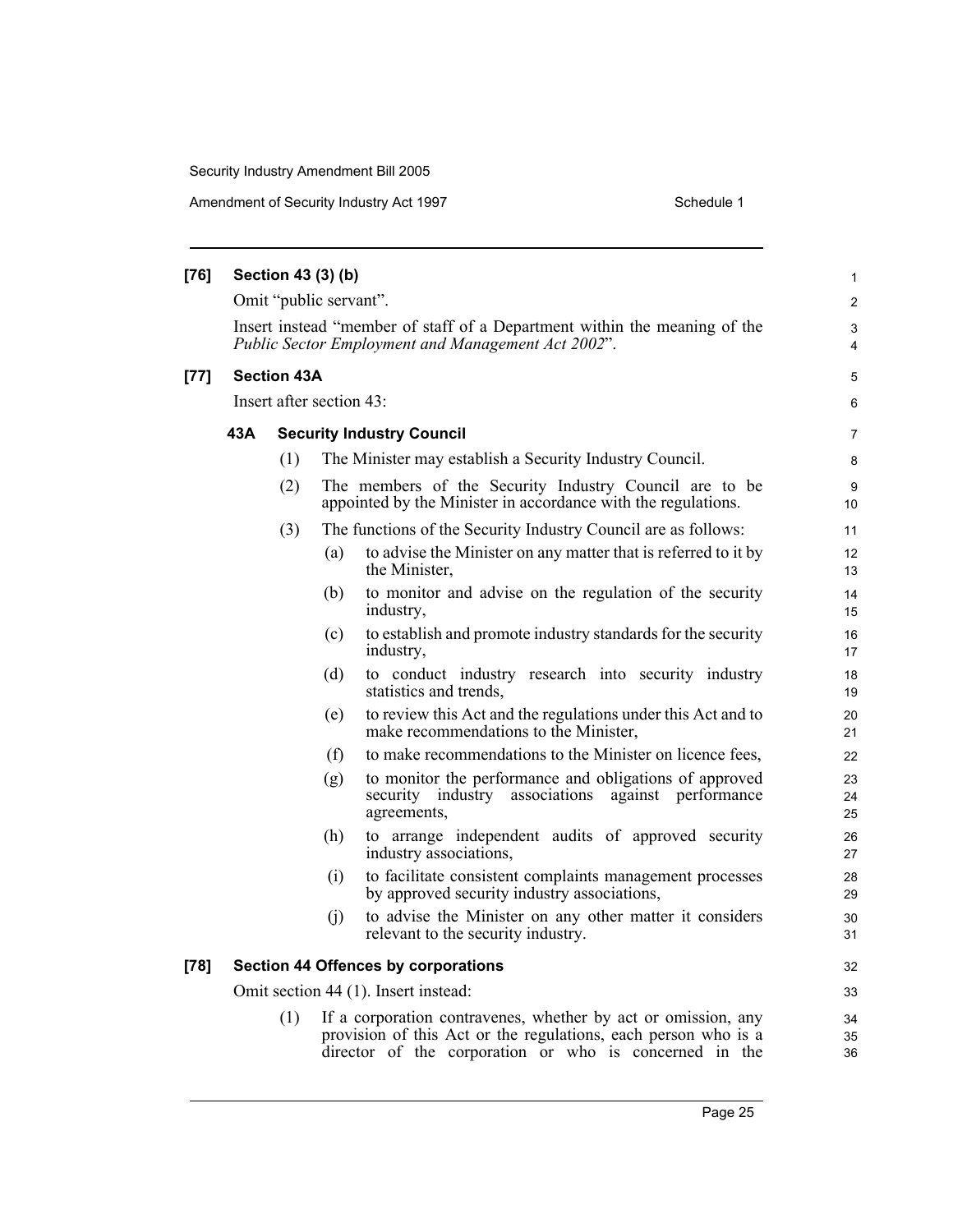**[76] Section 43 (3) (b)**

Omit "public servant".

Insert instead "member of staff of a Department within the meaning of the *Public Sector Employment and Management Act 2002*".

**[77] Section 43A**

Insert after section 43:

**43A Security Industry Council**

(1) The Minister may establish a Security Industry Council.

(2) The members of the Security Industry Council are to be appointed by the Minister in accordance with the regulations.

(3) The functions of the Security Industry Council are as follows:

(a) to advise the Minister on any matter that is referred to it by the Minister,

(b) to monitor and advise on the regulation of the security industry,

(c) to establish and promote industry standards for the security industry,

(d) to conduct industry research into security industry statistics and trends,

(e) to review this Act and the regulations under this Act and to make recommendations to the Minister,

(f) to make recommendations to the Minister on licence fees,

(g) to monitor the performance and obligations of approved security industry associations against performance agreements,

(h) to arrange independent audits of approved security industry associations,

(i) to facilitate consistent complaints management processes by approved security industry associations,

(j) to advise the Minister on any other matter it considers relevant to the security industry.

**[78] Section 44 Offences by corporations**

Omit section 44 (1). Insert instead:

(1) If a corporation contravenes, whether by act or omission, any provision of this Act or the regulations, each person who is a director of the corporation or who is concerned in the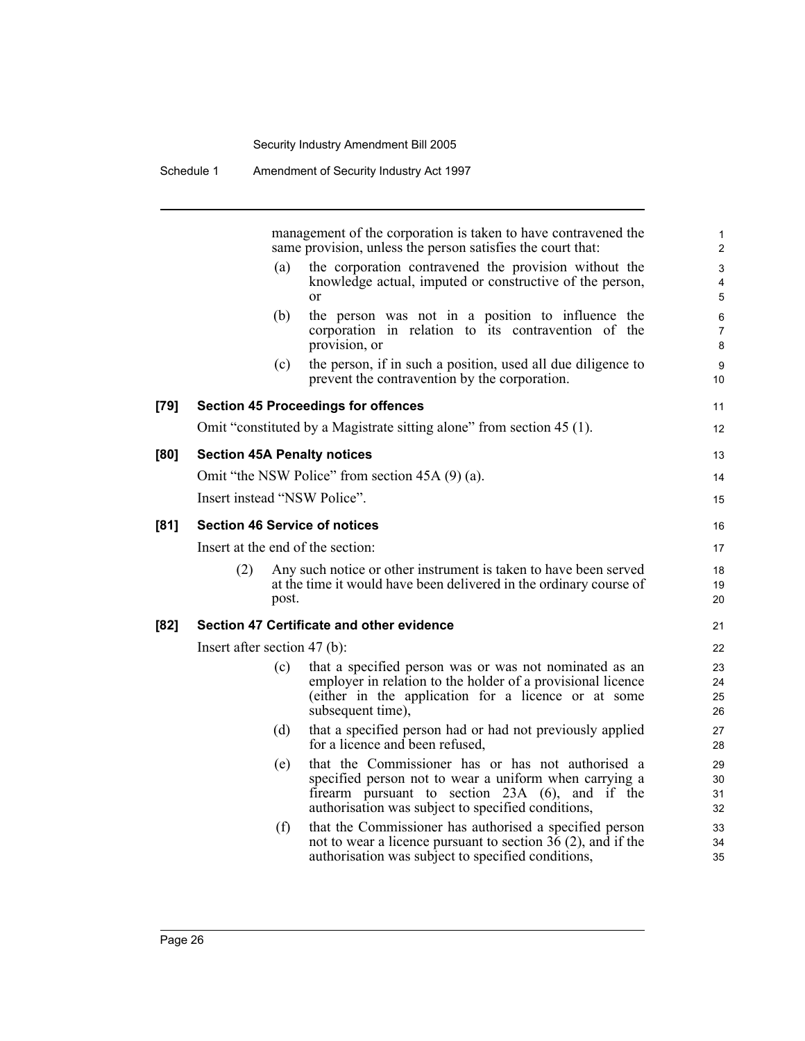management of the corporation is taken to have contravened the same provision, unless the person satisfies the court that:

(a) the corporation contravened the provision without the knowledge actual, imputed or constructive of the person, or

(b) the person was not in a position to influence the corporation in relation to its contravention of the provision, or

(c) the person, if in such a position, used all due diligence to prevent the contravention by the corporation.

**[79] Section 45 Proceedings for offences**

Omit "constituted by a Magistrate sitting alone" from section 45 (1).

**[80] Section 45A Penalty notices**

Omit "the NSW Police" from section 45A (9) (a).

Insert instead "NSW Police".

**[81] Section 46 Service of notices**

Insert at the end of the section:

(2) Any such notice or other instrument is taken to have been served at the time it would have been delivered in the ordinary course of post.

**[82] Section 47 Certificate and other evidence**

Insert after section 47 (b):

(c) that a specified person was or was not nominated as an employer in relation to the holder of a provisional licence (either in the application for a licence or at some subsequent time),

(d) that a specified person had or had not previously applied for a licence and been refused,

(e) that the Commissioner has or has not authorised a specified person not to wear a uniform when carrying a firearm pursuant to section 23A (6), and if the authorisation was subject to specified conditions,

(f) that the Commissioner has authorised a specified person not to wear a licence pursuant to section 36 (2), and if the authorisation was subject to specified conditions,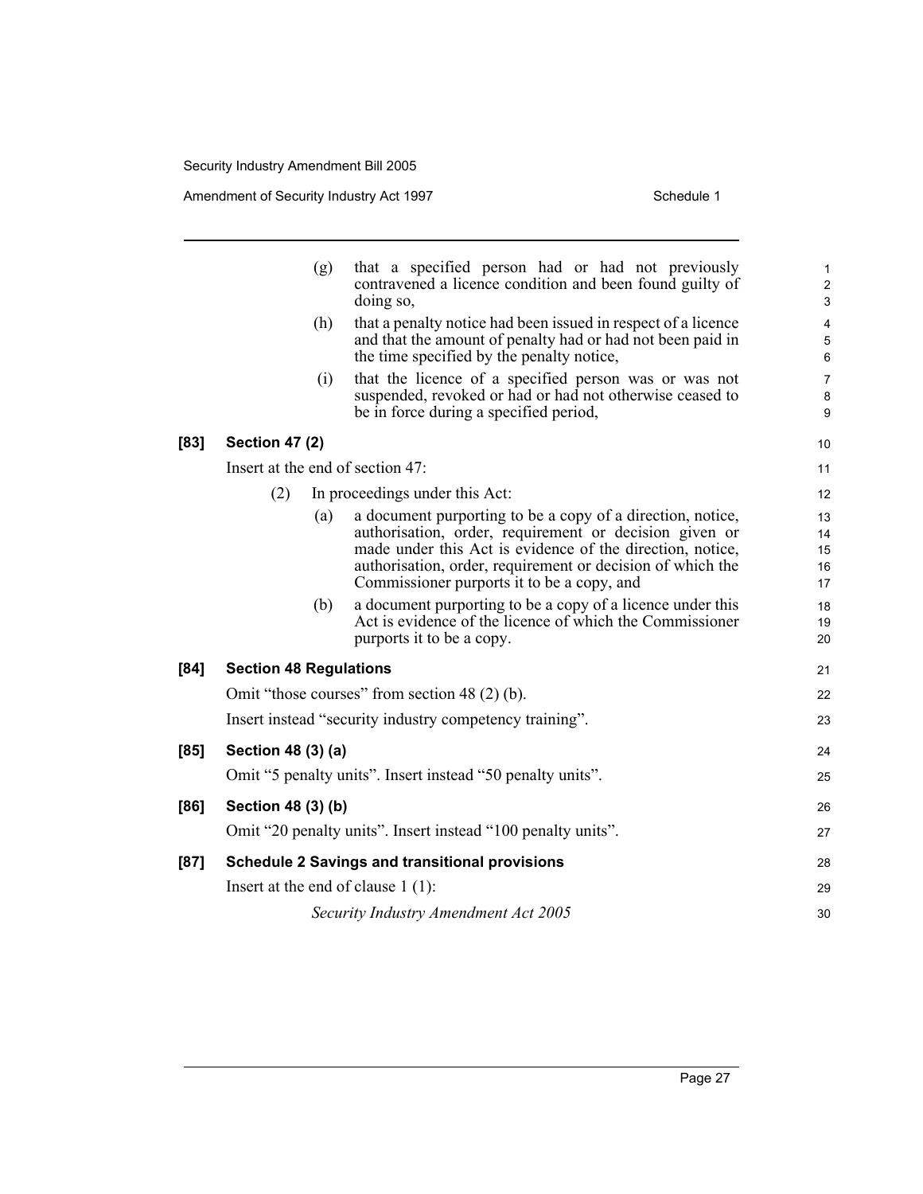(g) that a specified person had or had not previously contravened a licence condition and been found guilty of doing so,

(h) that a penalty notice had been issued in respect of a licence and that the amount of penalty had or had not been paid in the time specified by the penalty notice,

(i) that the licence of a specified person was or was not suspended, revoked or had or had not otherwise ceased to be in force during a specified period,

**[83] Section 47 (2)**

Insert at the end of section 47:

(2) In proceedings under this Act:

(a) a document purporting to be a copy of a direction, notice, authorisation, order, requirement or decision given or made under this Act is evidence of the direction, notice, authorisation, order, requirement or decision of which the Commissioner purports it to be a copy, and

(b) a document purporting to be a copy of a licence under this Act is evidence of the licence of which the Commissioner purports it to be a copy.

**[84] Section 48 Regulations**

Omit "those courses" from section 48 (2) (b).

Insert instead "security industry competency training".

**[85] Section 48 (3) (a)**

Omit "5 penalty units". Insert instead "50 penalty units".

**[86] Section 48 (3) (b)**

Omit "20 penalty units". Insert instead "100 penalty units".

**[87] Schedule 2 Savings and transitional provisions**

Insert at the end of clause 1 (1):

*Security Industry Amendment Act 2005*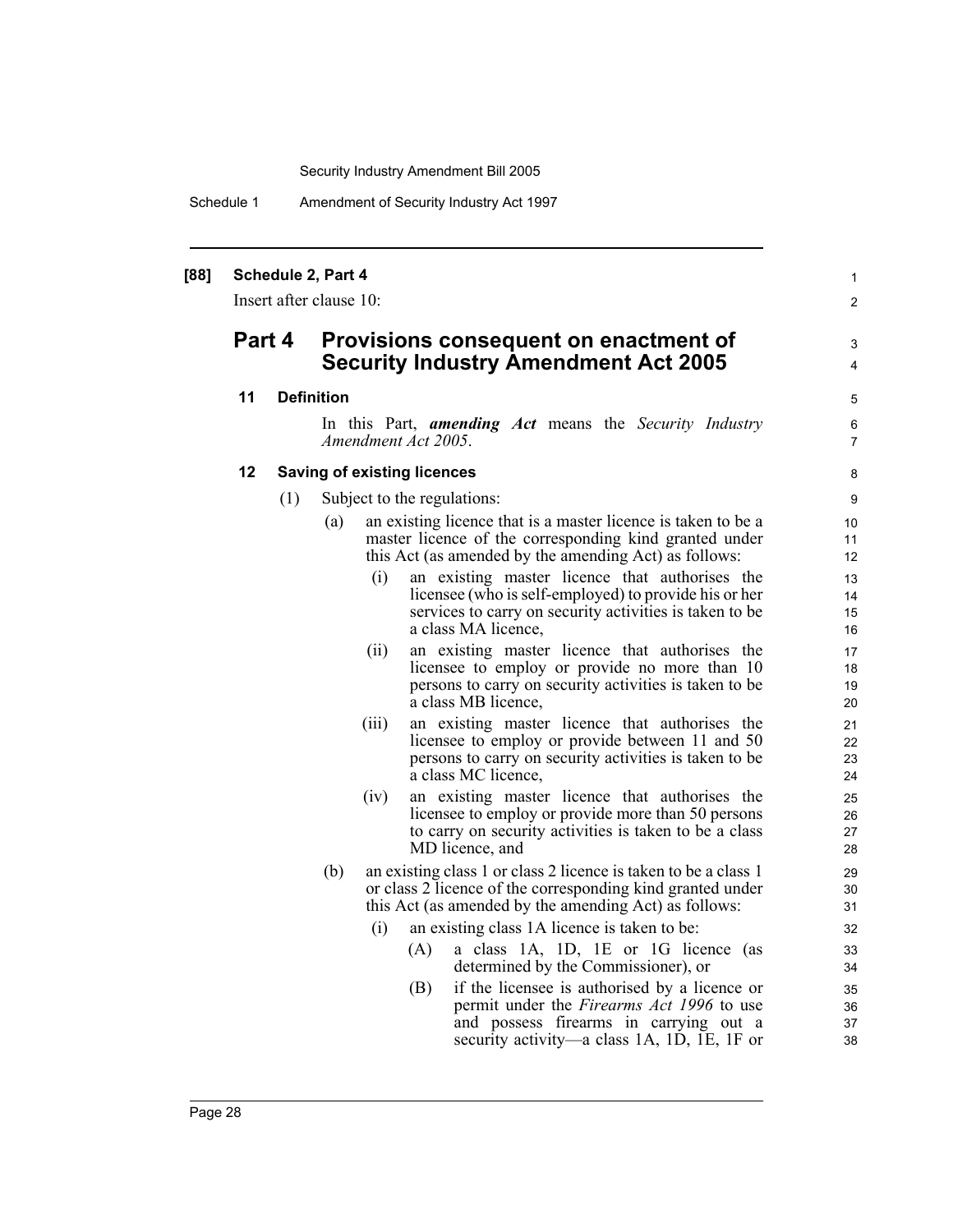**[88] Schedule 2, Part 4**

Insert after clause 10:

## Part 4 Provisions consequent on enactment of Security Industry Amendment Act 2005

### 11 Definition

In this Part, ***amending Act*** means the *Security Industry Amendment Act 2005*.

### 12 Saving of existing licences

(1) Subject to the regulations:

(a) an existing licence that is a master licence is taken to be a master licence of the corresponding kind granted under this Act (as amended by the amending Act) as follows:

(i) an existing master licence that authorises the licensee (who is self-employed) to provide his or her services to carry on security activities is taken to be a class MA licence,

(ii) an existing master licence that authorises the licensee to employ or provide no more than 10 persons to carry on security activities is taken to be a class MB licence,

(iii) an existing master licence that authorises the licensee to employ or provide between 11 and 50 persons to carry on security activities is taken to be a class MC licence,

(iv) an existing master licence that authorises the licensee to employ or provide more than 50 persons to carry on security activities is taken to be a class MD licence, and

(b) an existing class 1 or class 2 licence is taken to be a class 1 or class 2 licence of the corresponding kind granted under this Act (as amended by the amending Act) as follows:

(i) an existing class 1A licence is taken to be:

(A) a class 1A, 1D, 1E or 1G licence (as determined by the Commissioner), or

(B) if the licensee is authorised by a licence or permit under the *Firearms Act 1996* to use and possess firearms in carrying out a security activity—a class 1A, 1D, 1E, 1F or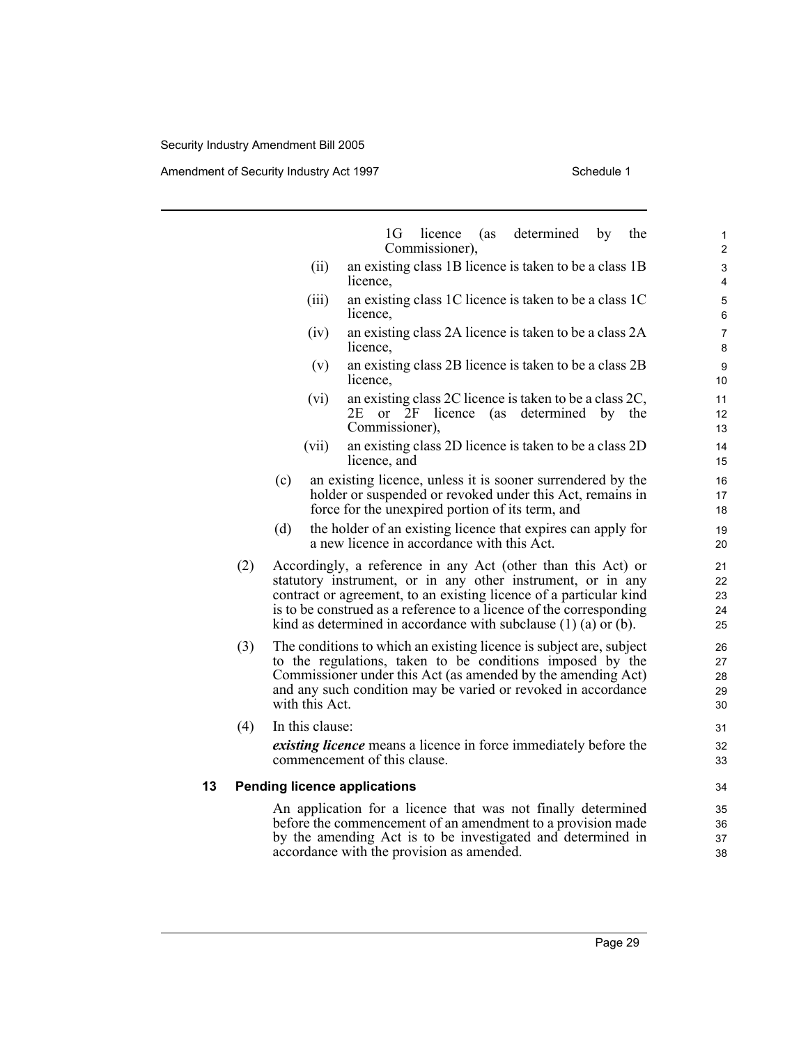1G licence (as determined by the Commissioner),

(ii) an existing class 1B licence is taken to be a class 1B licence,

(iii) an existing class 1C licence is taken to be a class 1C licence,

(iv) an existing class 2A licence is taken to be a class 2A licence,

(v) an existing class 2B licence is taken to be a class 2B licence,

(vi) an existing class 2C licence is taken to be a class 2C, 2E or 2F licence (as determined by the Commissioner),

(vii) an existing class 2D licence is taken to be a class 2D licence, and

(c) an existing licence, unless it is sooner surrendered by the holder or suspended or revoked under this Act, remains in force for the unexpired portion of its term, and

(d) the holder of an existing licence that expires can apply for a new licence in accordance with this Act.

(2) Accordingly, a reference in any Act (other than this Act) or statutory instrument, or in any other instrument, or in any contract or agreement, to an existing licence of a particular kind is to be construed as a reference to a licence of the corresponding kind as determined in accordance with subclause (1) (a) or (b).

(3) The conditions to which an existing licence is subject are, subject to the regulations, taken to be conditions imposed by the Commissioner under this Act (as amended by the amending Act) and any such condition may be varied or revoked in accordance with this Act.

(4) In this clause:

***existing licence*** means a licence in force immediately before the commencement of this clause.

**13 Pending licence applications**

An application for a licence that was not finally determined before the commencement of an amendment to a provision made by the amending Act is to be investigated and determined in accordance with the provision as amended.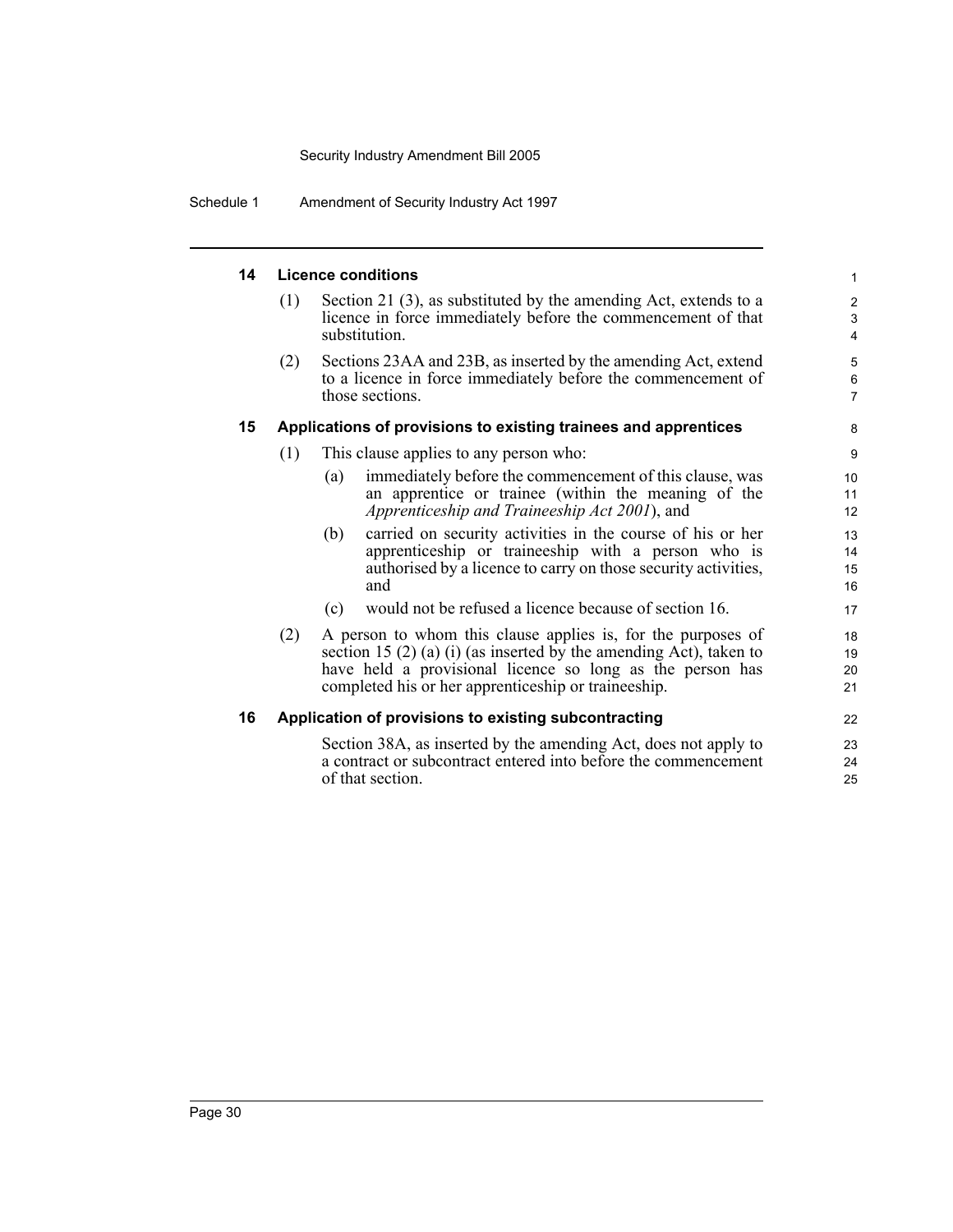### 14 Licence conditions

(1) Section 21 (3), as substituted by the amending Act, extends to a licence in force immediately before the commencement of that substitution.

(2) Sections 23AA and 23B, as inserted by the amending Act, extend to a licence in force immediately before the commencement of those sections.

### 15 Applications of provisions to existing trainees and apprentices

(1) This clause applies to any person who:

(a) immediately before the commencement of this clause, was an apprentice or trainee (within the meaning of the *Apprenticeship and Traineeship Act 2001*), and

(b) carried on security activities in the course of his or her apprenticeship or traineeship with a person who is authorised by a licence to carry on those security activities, and

(c) would not be refused a licence because of section 16.

(2) A person to whom this clause applies is, for the purposes of section 15 (2) (a) (i) (as inserted by the amending Act), taken to have held a provisional licence so long as the person has completed his or her apprenticeship or traineeship.

### 16 Application of provisions to existing subcontracting

Section 38A, as inserted by the amending Act, does not apply to a contract or subcontract entered into before the commencement of that section.